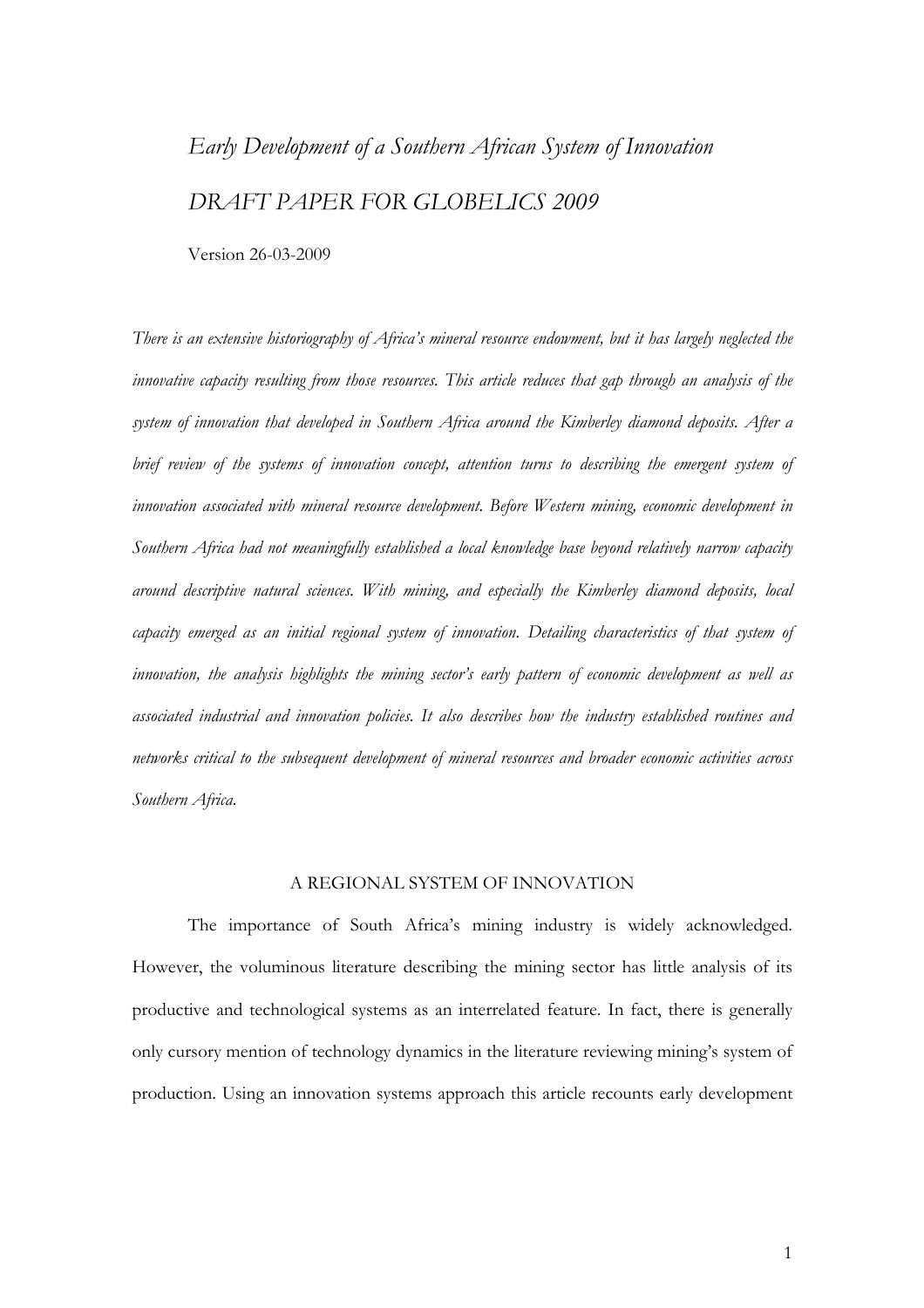# *Early Development of a Southern African System of Innovation*

*DRAFT PAPER FOR GLOBELICS 2009*

Version 26-03-2009

*There is an extensive historiography of Africa's mineral resource endowment, but it has largely neglected the innovative capacity resulting from those resources. This article reduces that gap through an analysis of the system of innovation that developed in Southern Africa around the Kimberley diamond deposits. After a brief review of the systems of innovation concept, attention turns to describing the emergent system of innovation associated with mineral resource development. Before Western mining, economic development in Southern Africa had not meaningfully established a local knowledge base beyond relatively narrow capacity around descriptive natural sciences. With mining, and especially the Kimberley diamond deposits, local capacity emerged as an initial regional system of innovation. Detailing characteristics of that system of innovation, the analysis highlights the mining sector's early pattern of economic development as well as associated industrial and innovation policies. It also describes how the industry established routines and networks critical to the subsequent development of mineral resources and broader economic activities across Southern Africa.*

## A REGIONAL SYSTEM OF INNOVATION

The importance of South Africa's mining industry is widely acknowledged. However, the voluminous literature describing the mining sector has little analysis of its productive and technological systems as an interrelated feature. In fact, there is generally only cursory mention of technology dynamics in the literature reviewing mining's system of production. Using an innovation systems approach this article recounts early development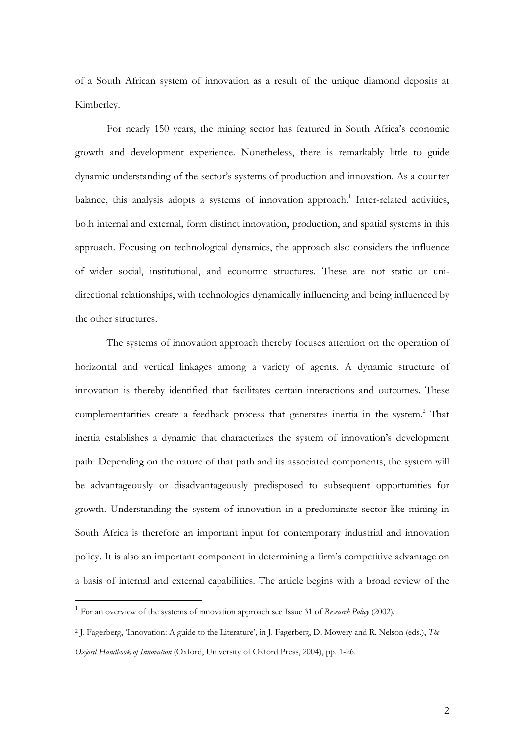of a South African system of innovation as a result of the unique diamond deposits at Kimberley.

For nearly 150 years, the mining sector has featured in South Africa's economic growth and development experience. Nonetheless, there is remarkably little to guide dynamic understanding of the sector's systems of production and innovation. As a counter balance, this analysis adopts a systems of innovation approach.[1] Inter-related activities, both internal and external, form distinct innovation, production, and spatial systems in this approach. Focusing on technological dynamics, the approach also considers the influence of wider social, institutional, and economic structures. These are not static or uni-directional relationships, with technologies dynamically influencing and being influenced by the other structures.

The systems of innovation approach thereby focuses attention on the operation of horizontal and vertical linkages among a variety of agents. A dynamic structure of innovation is thereby identified that facilitates certain interactions and outcomes. These complementarities create a feedback process that generates inertia in the system.[2] That inertia establishes a dynamic that characterizes the system of innovation's development path. Depending on the nature of that path and its associated components, the system will be advantageously or disadvantageously predisposed to subsequent opportunities for growth. Understanding the system of innovation in a predominate sector like mining in South Africa is therefore an important input for contemporary industrial and innovation policy. It is also an important component in determining a firm's competitive advantage on a basis of internal and external capabilities. The article begins with a broad review of the

---

[1] For an overview of the systems of innovation approach see Issue 31 of *Research Policy* (2002).

[2] J. Fagerberg, 'Innovation: A guide to the Literature', in J. Fagerberg, D. Mowery and R. Nelson (eds.), *The Oxford Handbook of Innovation* (Oxford, University of Oxford Press, 2004), pp. 1-26.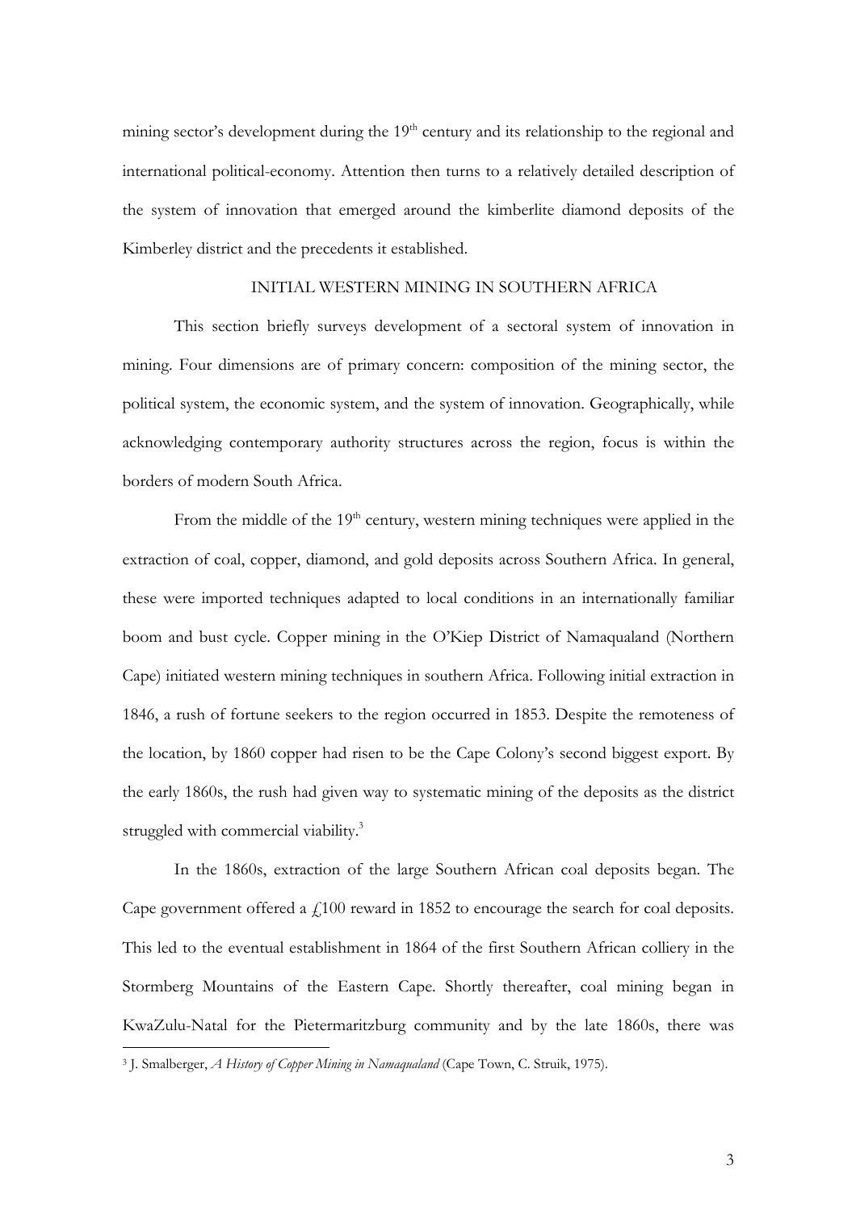mining sector's development during the 19th century and its relationship to the regional and international political-economy. Attention then turns to a relatively detailed description of the system of innovation that emerged around the kimberlite diamond deposits of the Kimberley district and the precedents it established.

## INITIAL WESTERN MINING IN SOUTHERN AFRICA

This section briefly surveys development of a sectoral system of innovation in mining. Four dimensions are of primary concern: composition of the mining sector, the political system, the economic system, and the system of innovation. Geographically, while acknowledging contemporary authority structures across the region, focus is within the borders of modern South Africa.

From the middle of the 19th century, western mining techniques were applied in the extraction of coal, copper, diamond, and gold deposits across Southern Africa. In general, these were imported techniques adapted to local conditions in an internationally familiar boom and bust cycle. Copper mining in the O'Kiep District of Namaqualand (Northern Cape) initiated western mining techniques in southern Africa. Following initial extraction in 1846, a rush of fortune seekers to the region occurred in 1853. Despite the remoteness of the location, by 1860 copper had risen to be the Cape Colony's second biggest export. By the early 1860s, the rush had given way to systematic mining of the deposits as the district struggled with commercial viability.[3]

In the 1860s, extraction of the large Southern African coal deposits began. The Cape government offered a £100 reward in 1852 to encourage the search for coal deposits. This led to the eventual establishment in 1864 of the first Southern African colliery in the Stormberg Mountains of the Eastern Cape. Shortly thereafter, coal mining began in KwaZulu-Natal for the Pietermaritzburg community and by the late 1860s, there was

[3] J. Smalberger, *A History of Copper Mining in Namaqualand* (Cape Town, C. Struik, 1975).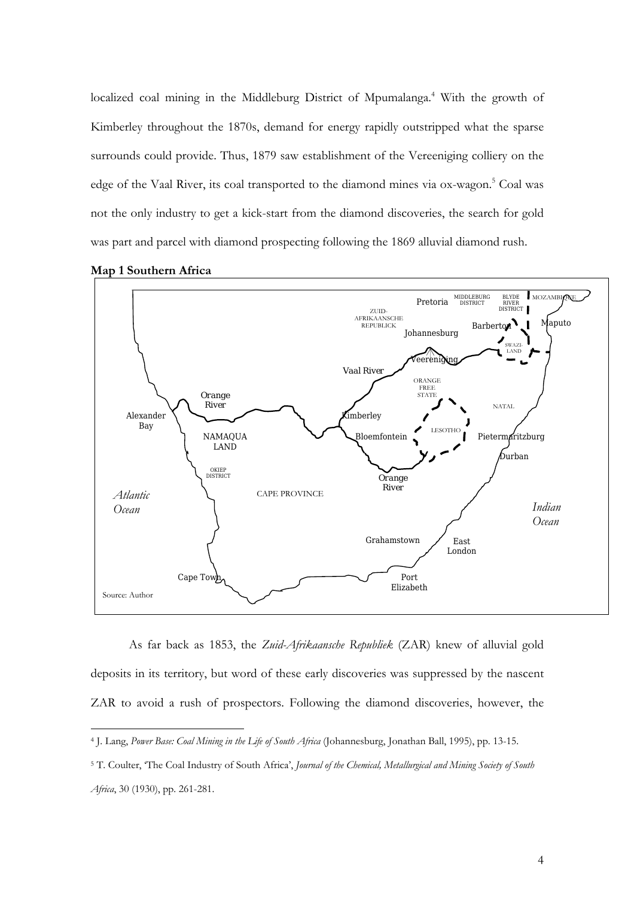localized coal mining in the Middleburg District of Mpumalanga.[4] With the growth of Kimberley throughout the 1870s, demand for energy rapidly outstripped what the sparse surrounds could provide. Thus, 1879 saw establishment of the Vereeniging colliery on the edge of the Vaal River, its coal transported to the diamond mines via ox-wagon.[5] Coal was not the only industry to get a kick-start from the diamond discoveries, the search for gold was part and parcel with diamond prospecting following the 1869 alluvial diamond rush.

**Map 1 Southern Africa**

Source: Author

As far back as 1853, the *Zuid-Afrikaansche Republiek* (ZAR) knew of alluvial gold deposits in its territory, but word of these early discoveries was suppressed by the nascent ZAR to avoid a rush of prospectors. Following the diamond discoveries, however, the

---

[4] J. Lang, *Power Base: Coal Mining in the Life of South Africa* (Johannesburg, Jonathan Ball, 1995), pp. 13-15.

[5] T. Coulter, 'The Coal Industry of South Africa', *Journal of the Chemical, Metallurgical and Mining Society of South Africa*, 30 (1930), pp. 261-281.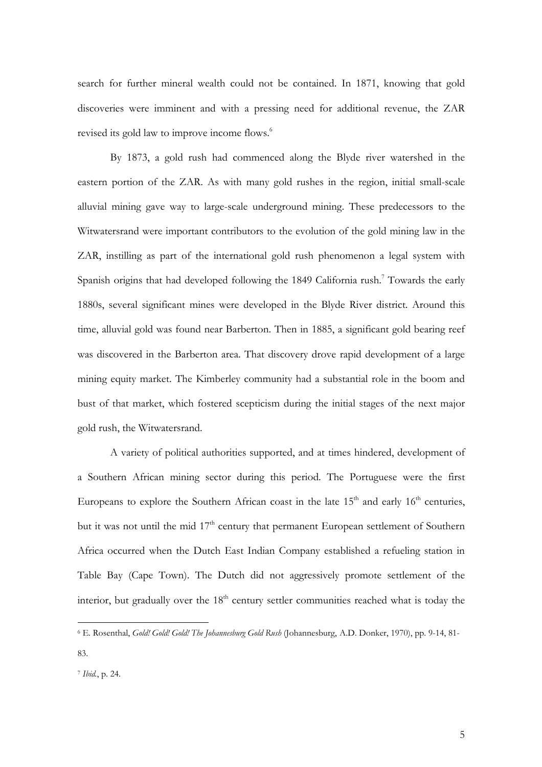search for further mineral wealth could not be contained. In 1871, knowing that gold discoveries were imminent and with a pressing need for additional revenue, the ZAR revised its gold law to improve income flows.[6]

By 1873, a gold rush had commenced along the Blyde river watershed in the eastern portion of the ZAR. As with many gold rushes in the region, initial small-scale alluvial mining gave way to large-scale underground mining. These predecessors to the Witwatersrand were important contributors to the evolution of the gold mining law in the ZAR, instilling as part of the international gold rush phenomenon a legal system with Spanish origins that had developed following the 1849 California rush.[7] Towards the early 1880s, several significant mines were developed in the Blyde River district. Around this time, alluvial gold was found near Barberton. Then in 1885, a significant gold bearing reef was discovered in the Barberton area. That discovery drove rapid development of a large mining equity market. The Kimberley community had a substantial role in the boom and bust of that market, which fostered scepticism during the initial stages of the next major gold rush, the Witwatersrand.

A variety of political authorities supported, and at times hindered, development of a Southern African mining sector during this period. The Portuguese were the first Europeans to explore the Southern African coast in the late 15th and early 16th centuries, but it was not until the mid 17th century that permanent European settlement of Southern Africa occurred when the Dutch East Indian Company established a refueling station in Table Bay (Cape Town). The Dutch did not aggressively promote settlement of the interior, but gradually over the 18th century settler communities reached what is today the

---

[6] E. Rosenthal, *Gold! Gold! Gold! The Johannesburg Gold Rush* (Johannesburg, A.D. Donker, 1970), pp. 9-14, 81-83.

[7] *Ibid.*, p. 24.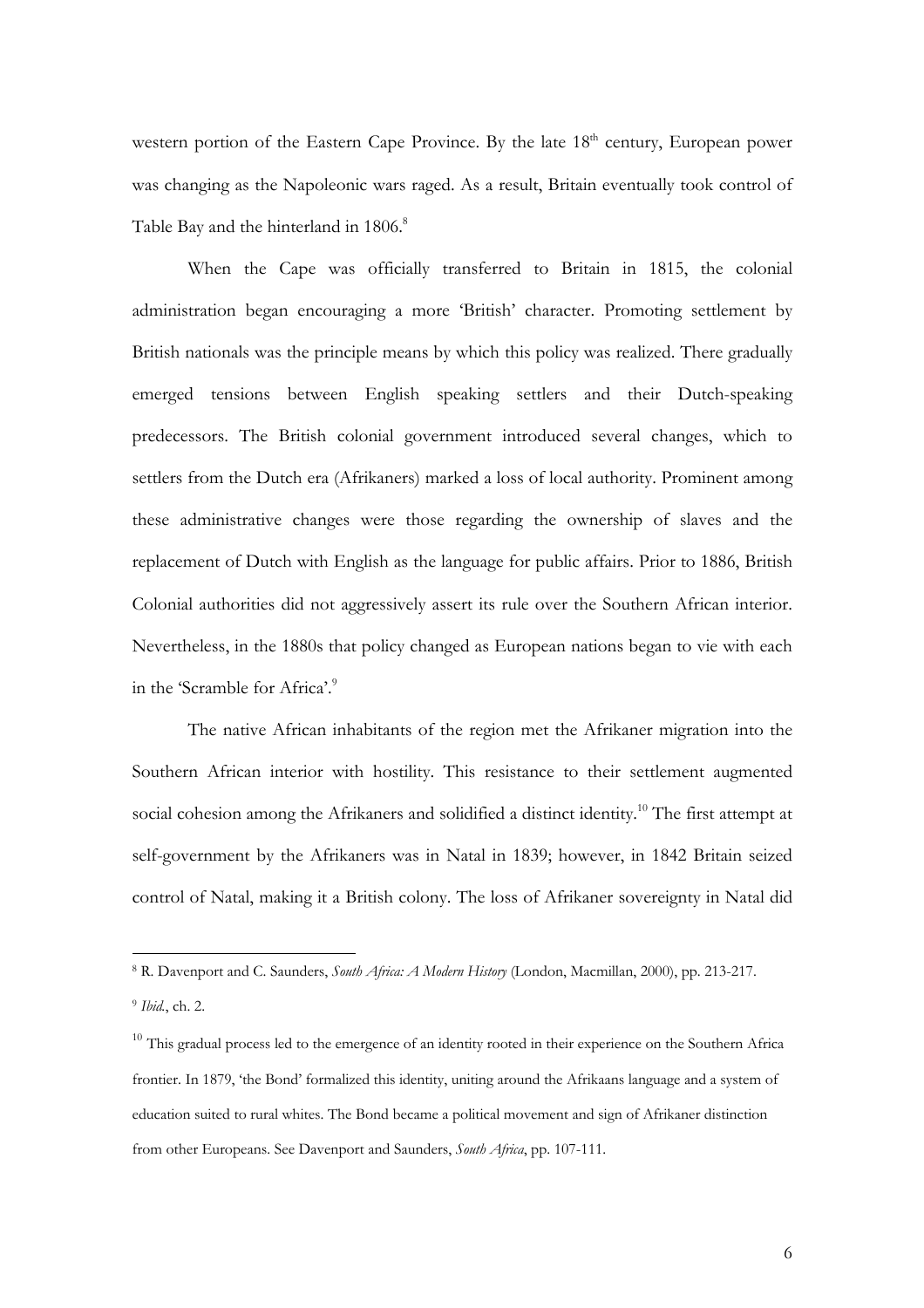western portion of the Eastern Cape Province. By the late 18th century, European power was changing as the Napoleonic wars raged. As a result, Britain eventually took control of Table Bay and the hinterland in 1806.[8]

When the Cape was officially transferred to Britain in 1815, the colonial administration began encouraging a more 'British' character. Promoting settlement by British nationals was the principle means by which this policy was realized. There gradually emerged tensions between English speaking settlers and their Dutch-speaking predecessors. The British colonial government introduced several changes, which to settlers from the Dutch era (Afrikaners) marked a loss of local authority. Prominent among these administrative changes were those regarding the ownership of slaves and the replacement of Dutch with English as the language for public affairs. Prior to 1886, British Colonial authorities did not aggressively assert its rule over the Southern African interior. Nevertheless, in the 1880s that policy changed as European nations began to vie with each in the 'Scramble for Africa'.[9]

The native African inhabitants of the region met the Afrikaner migration into the Southern African interior with hostility. This resistance to their settlement augmented social cohesion among the Afrikaners and solidified a distinct identity.[10] The first attempt at self-government by the Afrikaners was in Natal in 1839; however, in 1842 Britain seized control of Natal, making it a British colony. The loss of Afrikaner sovereignty in Natal did

---

[8] R. Davenport and C. Saunders, *South Africa: A Modern History* (London, Macmillan, 2000), pp. 213-217.

[9] *Ibid.*, ch. 2.

[10] This gradual process led to the emergence of an identity rooted in their experience on the Southern Africa frontier. In 1879, 'the Bond' formalized this identity, uniting around the Afrikaans language and a system of education suited to rural whites. The Bond became a political movement and sign of Afrikaner distinction from other Europeans. See Davenport and Saunders, *South Africa*, pp. 107-111.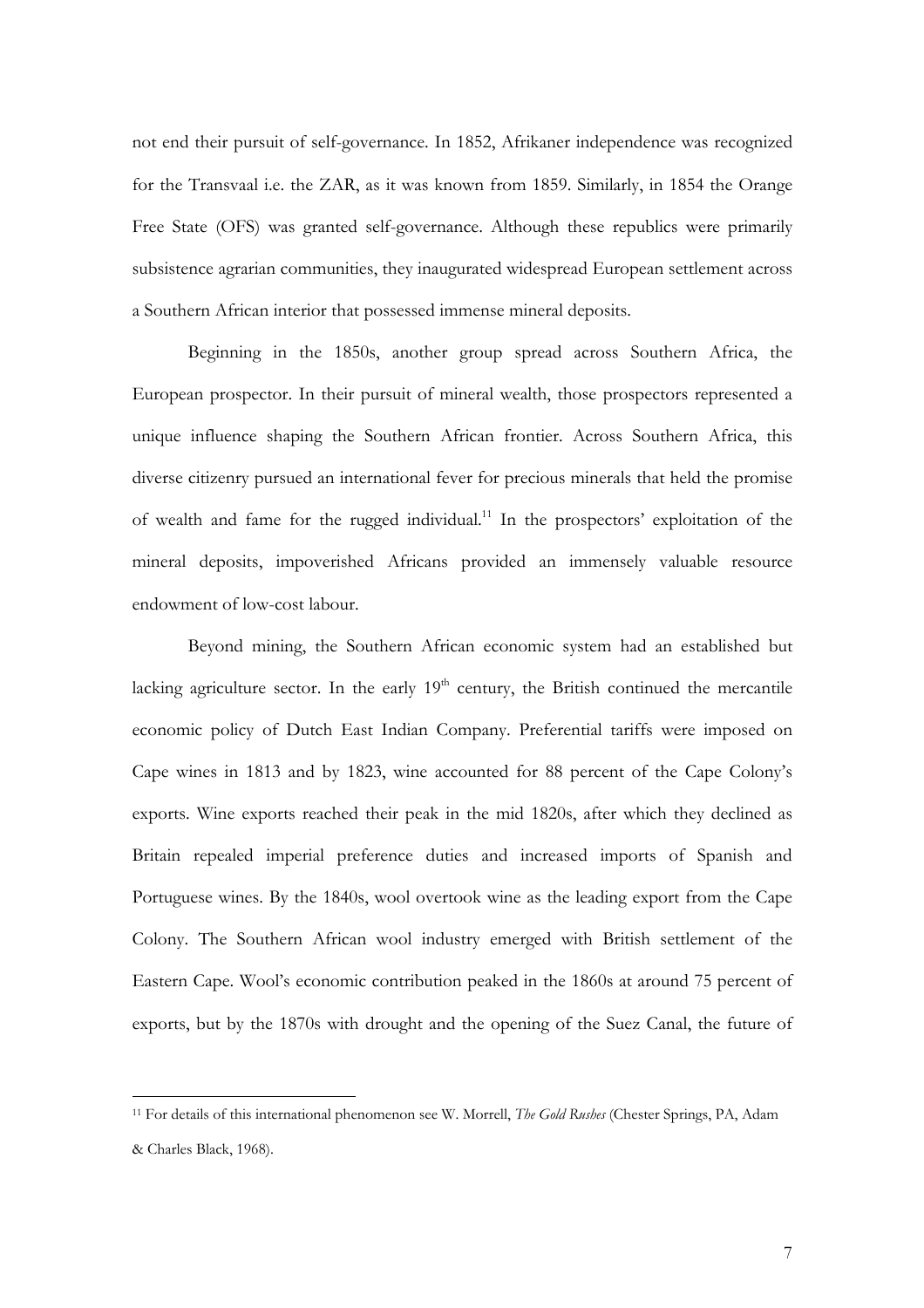not end their pursuit of self-governance. In 1852, Afrikaner independence was recognized for the Transvaal i.e. the ZAR, as it was known from 1859. Similarly, in 1854 the Orange Free State (OFS) was granted self-governance. Although these republics were primarily subsistence agrarian communities, they inaugurated widespread European settlement across a Southern African interior that possessed immense mineral deposits.

Beginning in the 1850s, another group spread across Southern Africa, the European prospector. In their pursuit of mineral wealth, those prospectors represented a unique influence shaping the Southern African frontier. Across Southern Africa, this diverse citizenry pursued an international fever for precious minerals that held the promise of wealth and fame for the rugged individual.[11] In the prospectors' exploitation of the mineral deposits, impoverished Africans provided an immensely valuable resource endowment of low-cost labour.

Beyond mining, the Southern African economic system had an established but lacking agriculture sector. In the early 19th century, the British continued the mercantile economic policy of Dutch East Indian Company. Preferential tariffs were imposed on Cape wines in 1813 and by 1823, wine accounted for 88 percent of the Cape Colony's exports. Wine exports reached their peak in the mid 1820s, after which they declined as Britain repealed imperial preference duties and increased imports of Spanish and Portuguese wines. By the 1840s, wool overtook wine as the leading export from the Cape Colony. The Southern African wool industry emerged with British settlement of the Eastern Cape. Wool's economic contribution peaked in the 1860s at around 75 percent of exports, but by the 1870s with drought and the opening of the Suez Canal, the future of

---

[11] For details of this international phenomenon see W. Morrell, *The Gold Rushes* (Chester Springs, PA, Adam & Charles Black, 1968).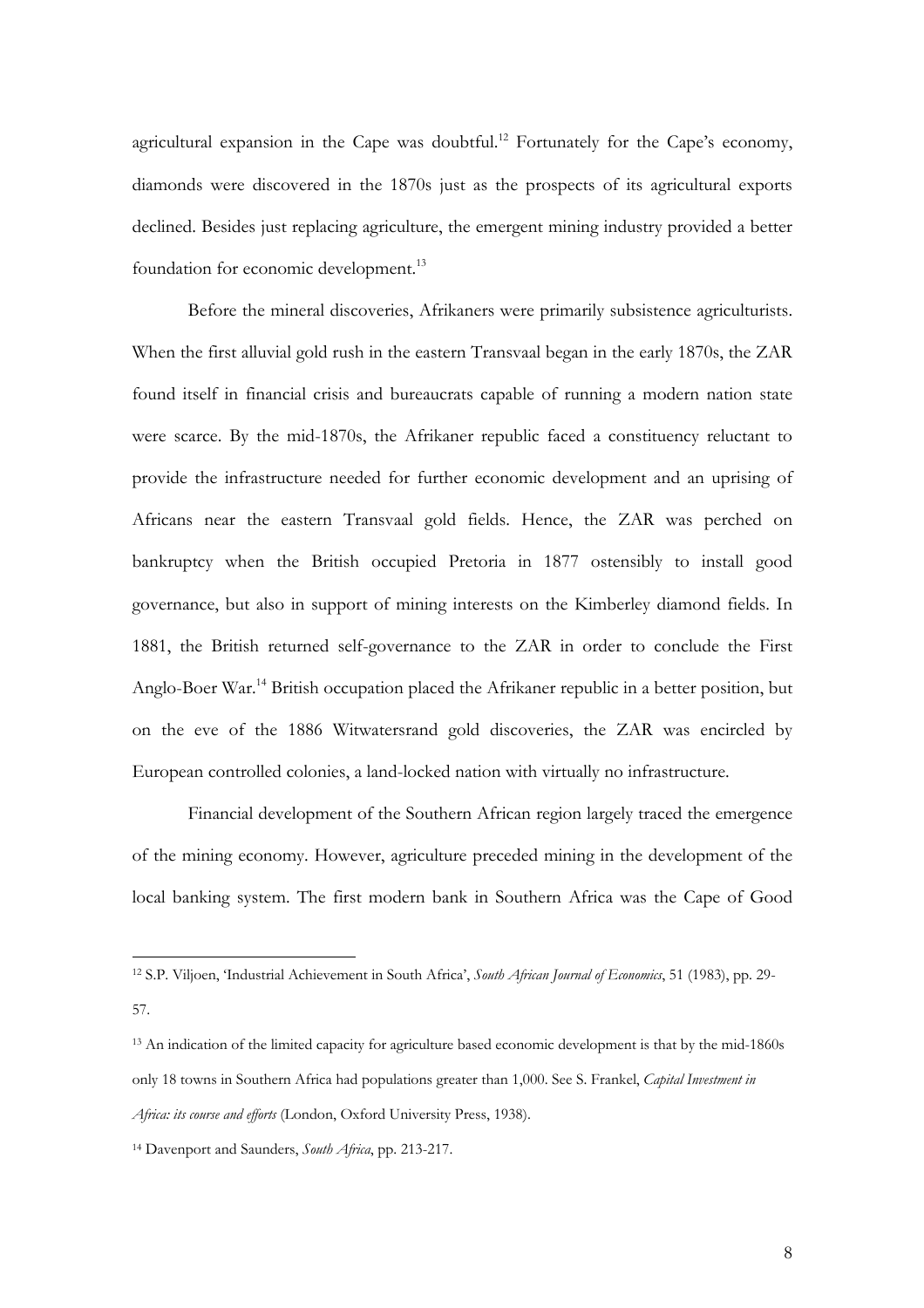agricultural expansion in the Cape was doubtful.[12] Fortunately for the Cape's economy, diamonds were discovered in the 1870s just as the prospects of its agricultural exports declined. Besides just replacing agriculture, the emergent mining industry provided a better foundation for economic development.[13]

Before the mineral discoveries, Afrikaners were primarily subsistence agriculturists. When the first alluvial gold rush in the eastern Transvaal began in the early 1870s, the ZAR found itself in financial crisis and bureaucrats capable of running a modern nation state were scarce. By the mid-1870s, the Afrikaner republic faced a constituency reluctant to provide the infrastructure needed for further economic development and an uprising of Africans near the eastern Transvaal gold fields. Hence, the ZAR was perched on bankruptcy when the British occupied Pretoria in 1877 ostensibly to install good governance, but also in support of mining interests on the Kimberley diamond fields. In 1881, the British returned self-governance to the ZAR in order to conclude the First Anglo-Boer War.[14] British occupation placed the Afrikaner republic in a better position, but on the eve of the 1886 Witwatersrand gold discoveries, the ZAR was encircled by European controlled colonies, a land-locked nation with virtually no infrastructure.

Financial development of the Southern African region largely traced the emergence of the mining economy. However, agriculture preceded mining in the development of the local banking system. The first modern bank in Southern Africa was the Cape of Good

---

[12] S.P. Viljoen, 'Industrial Achievement in South Africa', *South African Journal of Economics*, 51 (1983), pp. 29-57.

[13] An indication of the limited capacity for agriculture based economic development is that by the mid-1860s only 18 towns in Southern Africa had populations greater than 1,000. See S. Frankel, *Capital Investment in Africa: its course and efforts* (London, Oxford University Press, 1938).

[14] Davenport and Saunders, *South Africa*, pp. 213-217.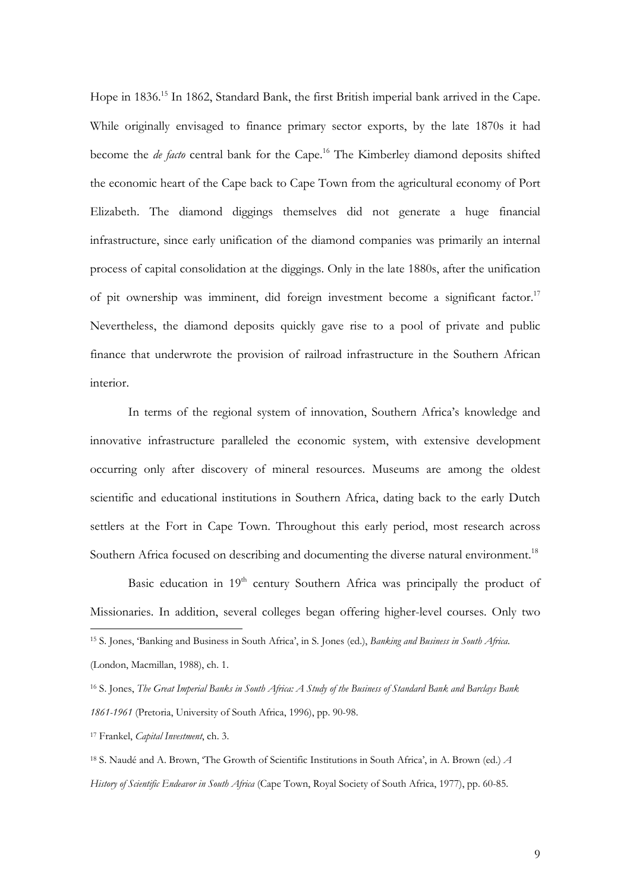Hope in 1836.[15] In 1862, Standard Bank, the first British imperial bank arrived in the Cape. While originally envisaged to finance primary sector exports, by the late 1870s it had become the *de facto* central bank for the Cape.[16] The Kimberley diamond deposits shifted the economic heart of the Cape back to Cape Town from the agricultural economy of Port Elizabeth. The diamond diggings themselves did not generate a huge financial infrastructure, since early unification of the diamond companies was primarily an internal process of capital consolidation at the diggings. Only in the late 1880s, after the unification of pit ownership was imminent, did foreign investment become a significant factor.[17] Nevertheless, the diamond deposits quickly gave rise to a pool of private and public finance that underwrote the provision of railroad infrastructure in the Southern African interior.

In terms of the regional system of innovation, Southern Africa's knowledge and innovative infrastructure paralleled the economic system, with extensive development occurring only after discovery of mineral resources. Museums are among the oldest scientific and educational institutions in Southern Africa, dating back to the early Dutch settlers at the Fort in Cape Town. Throughout this early period, most research across Southern Africa focused on describing and documenting the diverse natural environment.[18]

Basic education in 19th century Southern Africa was principally the product of Missionaries. In addition, several colleges began offering higher-level courses. Only two

---

[15] S. Jones, 'Banking and Business in South Africa', in S. Jones (ed.), *Banking and Business in South Africa.* (London, Macmillan, 1988), ch. 1.

[16] S. Jones, *The Great Imperial Banks in South Africa: A Study of the Business of Standard Bank and Barclays Bank 1861-1961* (Pretoria, University of South Africa, 1996), pp. 90-98.

[17] Frankel, *Capital Investment*, ch. 3.

[18] S. Naudé and A. Brown, 'The Growth of Scientific Institutions in South Africa', in A. Brown (ed.) *A History of Scientific Endeavor in South Africa* (Cape Town, Royal Society of South Africa, 1977), pp. 60-85.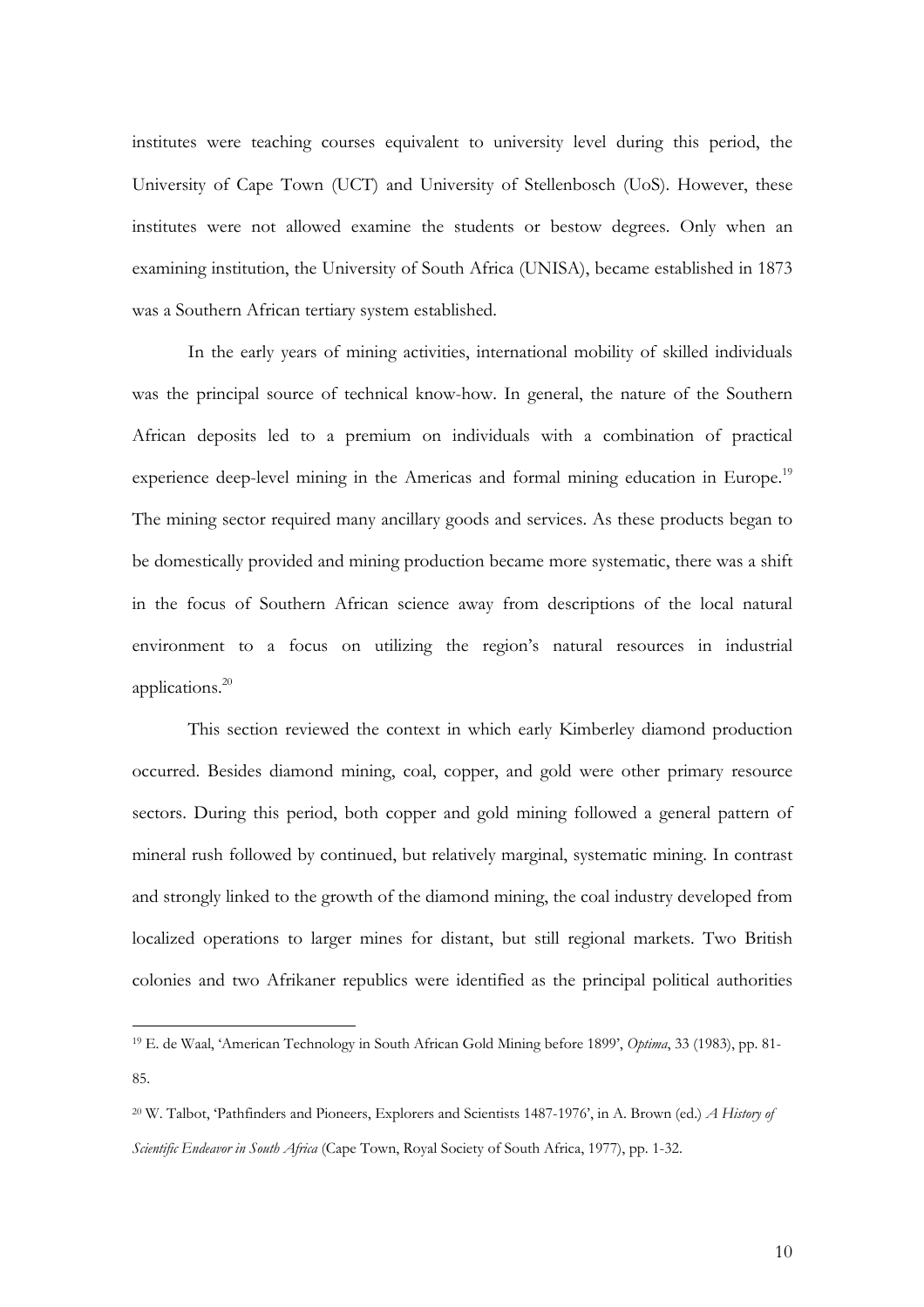institutes were teaching courses equivalent to university level during this period, the University of Cape Town (UCT) and University of Stellenbosch (UoS). However, these institutes were not allowed examine the students or bestow degrees. Only when an examining institution, the University of South Africa (UNISA), became established in 1873 was a Southern African tertiary system established.

In the early years of mining activities, international mobility of skilled individuals was the principal source of technical know-how. In general, the nature of the Southern African deposits led to a premium on individuals with a combination of practical experience deep-level mining in the Americas and formal mining education in Europe.[19] The mining sector required many ancillary goods and services. As these products began to be domestically provided and mining production became more systematic, there was a shift in the focus of Southern African science away from descriptions of the local natural environment to a focus on utilizing the region's natural resources in industrial applications.[20]

This section reviewed the context in which early Kimberley diamond production occurred. Besides diamond mining, coal, copper, and gold were other primary resource sectors. During this period, both copper and gold mining followed a general pattern of mineral rush followed by continued, but relatively marginal, systematic mining. In contrast and strongly linked to the growth of the diamond mining, the coal industry developed from localized operations to larger mines for distant, but still regional markets. Two British colonies and two Afrikaner republics were identified as the principal political authorities

---

[19] E. de Waal, 'American Technology in South African Gold Mining before 1899', *Optima*, 33 (1983), pp. 81-85.

[20] W. Talbot, 'Pathfinders and Pioneers, Explorers and Scientists 1487-1976', in A. Brown (ed.) *A History of Scientific Endeavor in South Africa* (Cape Town, Royal Society of South Africa, 1977), pp. 1-32.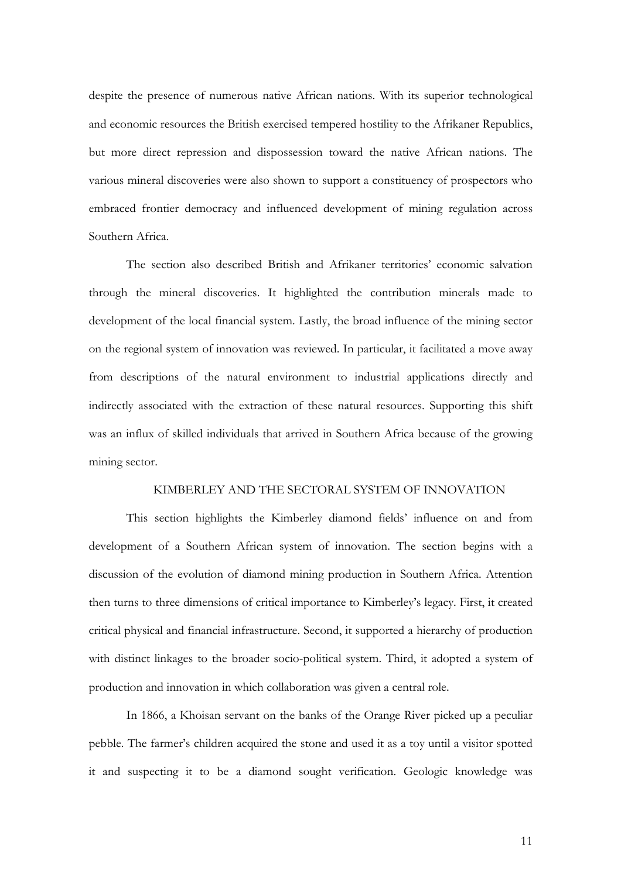despite the presence of numerous native African nations. With its superior technological and economic resources the British exercised tempered hostility to the Afrikaner Republics, but more direct repression and dispossession toward the native African nations. The various mineral discoveries were also shown to support a constituency of prospectors who embraced frontier democracy and influenced development of mining regulation across Southern Africa.

The section also described British and Afrikaner territories' economic salvation through the mineral discoveries. It highlighted the contribution minerals made to development of the local financial system. Lastly, the broad influence of the mining sector on the regional system of innovation was reviewed. In particular, it facilitated a move away from descriptions of the natural environment to industrial applications directly and indirectly associated with the extraction of these natural resources. Supporting this shift was an influx of skilled individuals that arrived in Southern Africa because of the growing mining sector.

## KIMBERLEY AND THE SECTORAL SYSTEM OF INNOVATION

This section highlights the Kimberley diamond fields' influence on and from development of a Southern African system of innovation. The section begins with a discussion of the evolution of diamond mining production in Southern Africa. Attention then turns to three dimensions of critical importance to Kimberley's legacy. First, it created critical physical and financial infrastructure. Second, it supported a hierarchy of production with distinct linkages to the broader socio-political system. Third, it adopted a system of production and innovation in which collaboration was given a central role.

In 1866, a Khoisan servant on the banks of the Orange River picked up a peculiar pebble. The farmer's children acquired the stone and used it as a toy until a visitor spotted it and suspecting it to be a diamond sought verification. Geologic knowledge was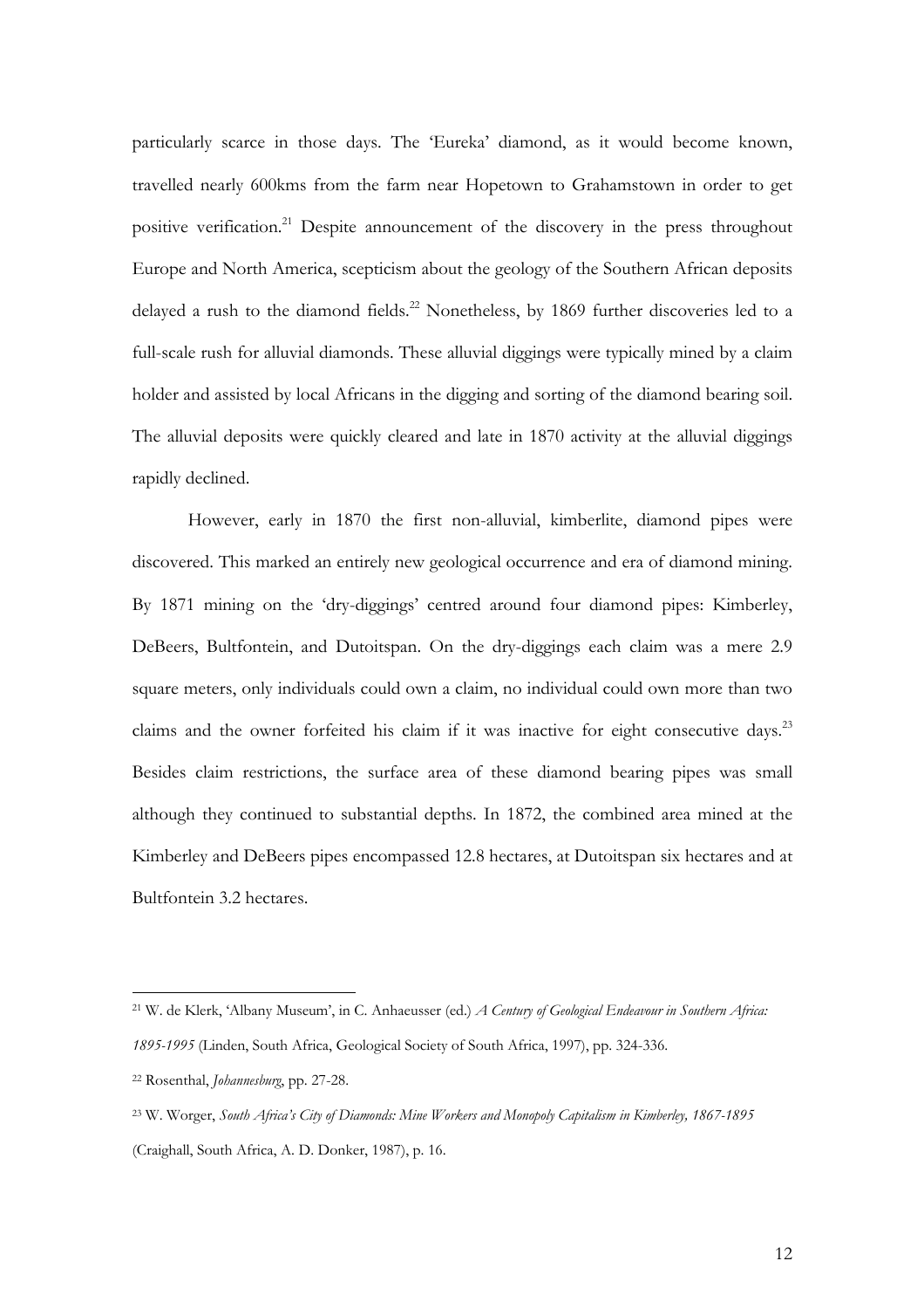particularly scarce in those days. The 'Eureka' diamond, as it would become known, travelled nearly 600kms from the farm near Hopetown to Grahamstown in order to get positive verification.[21] Despite announcement of the discovery in the press throughout Europe and North America, scepticism about the geology of the Southern African deposits delayed a rush to the diamond fields.[22] Nonetheless, by 1869 further discoveries led to a full-scale rush for alluvial diamonds. These alluvial diggings were typically mined by a claim holder and assisted by local Africans in the digging and sorting of the diamond bearing soil. The alluvial deposits were quickly cleared and late in 1870 activity at the alluvial diggings rapidly declined.

However, early in 1870 the first non-alluvial, kimberlite, diamond pipes were discovered. This marked an entirely new geological occurrence and era of diamond mining. By 1871 mining on the 'dry-diggings' centred around four diamond pipes: Kimberley, DeBeers, Bultfontein, and Dutoitspan. On the dry-diggings each claim was a mere 2.9 square meters, only individuals could own a claim, no individual could own more than two claims and the owner forfeited his claim if it was inactive for eight consecutive days.[23] Besides claim restrictions, the surface area of these diamond bearing pipes was small although they continued to substantial depths. In 1872, the combined area mined at the Kimberley and DeBeers pipes encompassed 12.8 hectares, at Dutoitspan six hectares and at Bultfontein 3.2 hectares.

---

[21] W. de Klerk, 'Albany Museum', in C. Anhaeusser (ed.) *A Century of Geological Endeavour in Southern Africa: 1895-1995* (Linden, South Africa, Geological Society of South Africa, 1997), pp. 324-336.

[22] Rosenthal, *Johannesburg*, pp. 27-28.

[23] W. Worger, *South Africa's City of Diamonds: Mine Workers and Monopoly Capitalism in Kimberley, 1867-1895* (Craighall, South Africa, A. D. Donker, 1987), p. 16.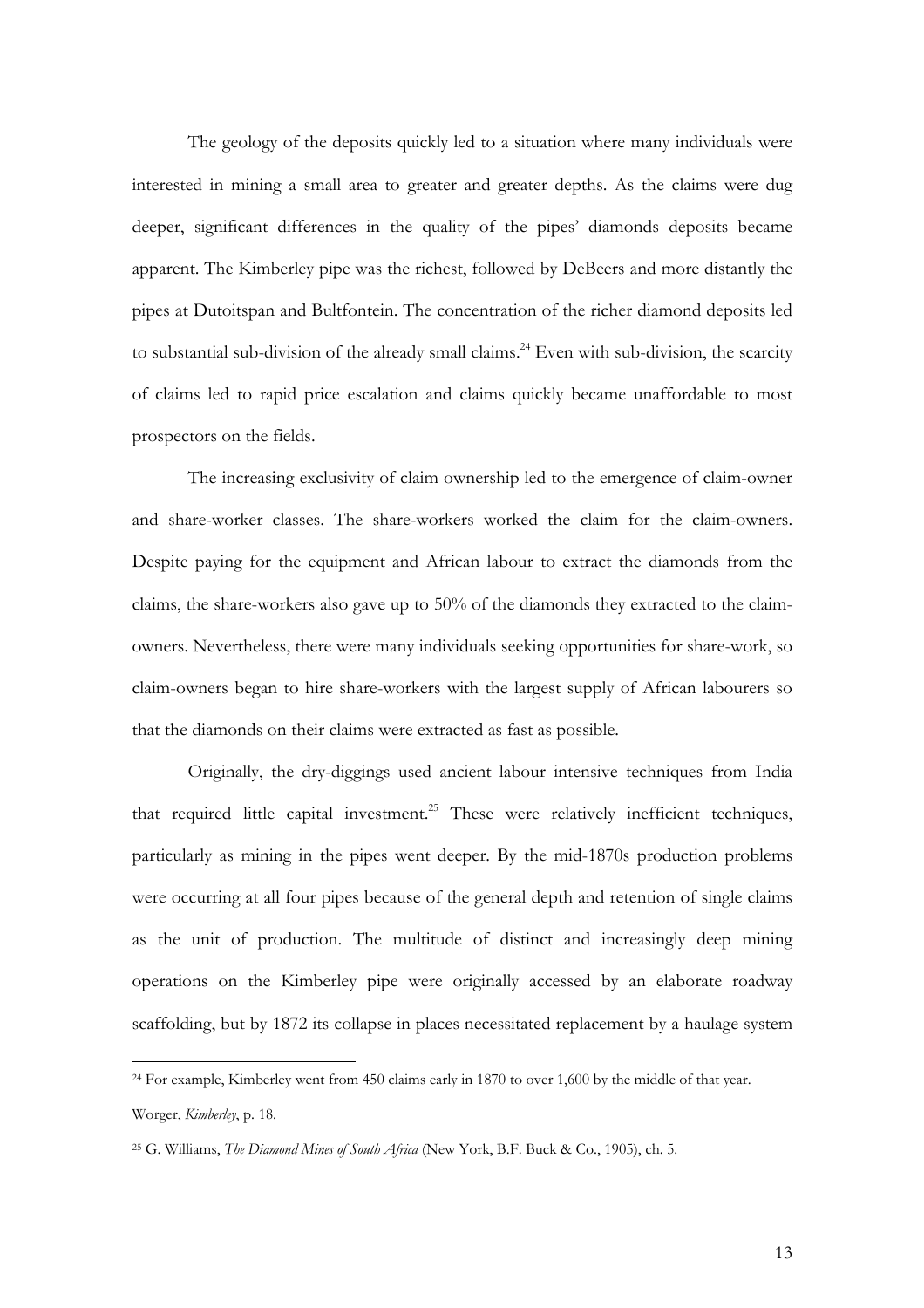The geology of the deposits quickly led to a situation where many individuals were interested in mining a small area to greater and greater depths. As the claims were dug deeper, significant differences in the quality of the pipes' diamonds deposits became apparent. The Kimberley pipe was the richest, followed by DeBeers and more distantly the pipes at Dutoitspan and Bultfontein. The concentration of the richer diamond deposits led to substantial sub-division of the already small claims.[24] Even with sub-division, the scarcity of claims led to rapid price escalation and claims quickly became unaffordable to most prospectors on the fields.

The increasing exclusivity of claim ownership led to the emergence of claim-owner and share-worker classes. The share-workers worked the claim for the claim-owners. Despite paying for the equipment and African labour to extract the diamonds from the claims, the share-workers also gave up to 50% of the diamonds they extracted to the claim-owners. Nevertheless, there were many individuals seeking opportunities for share-work, so claim-owners began to hire share-workers with the largest supply of African labourers so that the diamonds on their claims were extracted as fast as possible.

Originally, the dry-diggings used ancient labour intensive techniques from India that required little capital investment.[25] These were relatively inefficient techniques, particularly as mining in the pipes went deeper. By the mid-1870s production problems were occurring at all four pipes because of the general depth and retention of single claims as the unit of production. The multitude of distinct and increasingly deep mining operations on the Kimberley pipe were originally accessed by an elaborate roadway scaffolding, but by 1872 its collapse in places necessitated replacement by a haulage system

---

[24] For example, Kimberley went from 450 claims early in 1870 to over 1,600 by the middle of that year. Worger, *Kimberley*, p. 18.

[25] G. Williams, *The Diamond Mines of South Africa* (New York, B.F. Buck & Co., 1905), ch. 5.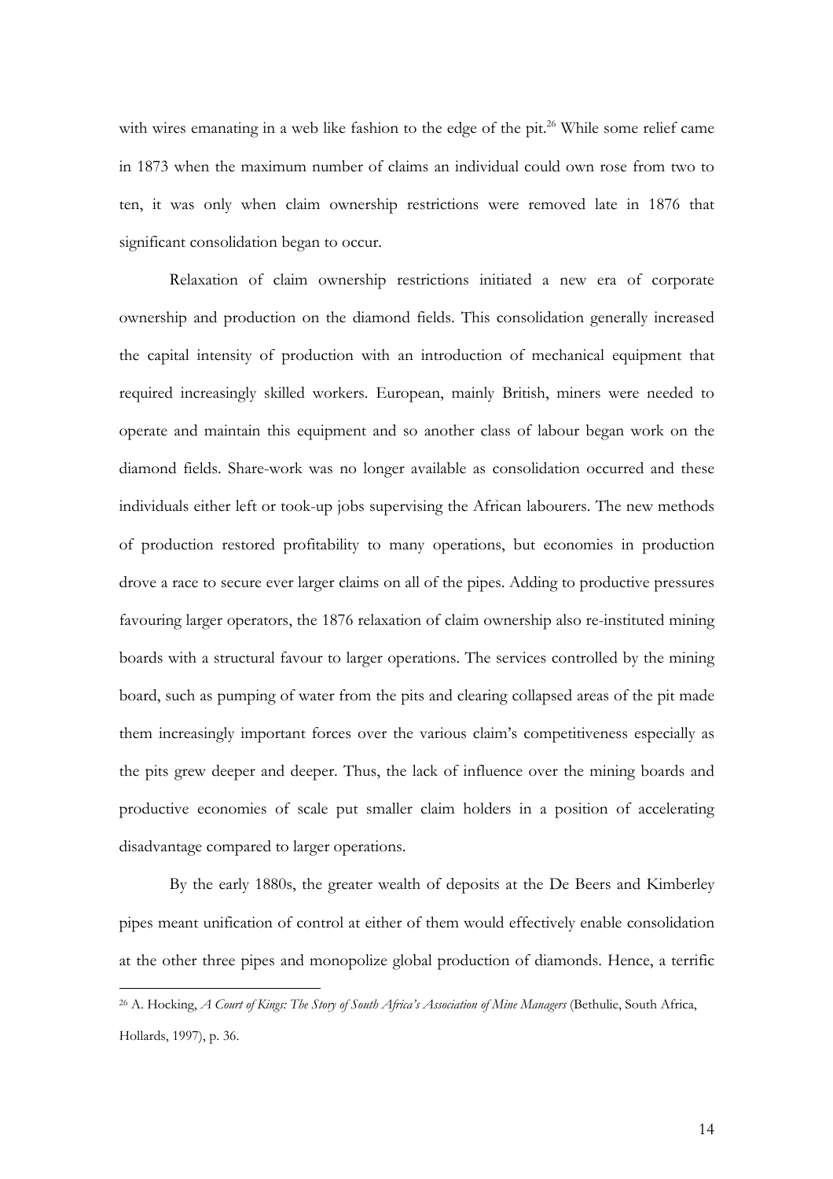with wires emanating in a web like fashion to the edge of the pit.[26] While some relief came in 1873 when the maximum number of claims an individual could own rose from two to ten, it was only when claim ownership restrictions were removed late in 1876 that significant consolidation began to occur.

Relaxation of claim ownership restrictions initiated a new era of corporate ownership and production on the diamond fields. This consolidation generally increased the capital intensity of production with an introduction of mechanical equipment that required increasingly skilled workers. European, mainly British, miners were needed to operate and maintain this equipment and so another class of labour began work on the diamond fields. Share-work was no longer available as consolidation occurred and these individuals either left or took-up jobs supervising the African labourers. The new methods of production restored profitability to many operations, but economies in production drove a race to secure ever larger claims on all of the pipes. Adding to productive pressures favouring larger operators, the 1876 relaxation of claim ownership also re-instituted mining boards with a structural favour to larger operations. The services controlled by the mining board, such as pumping of water from the pits and clearing collapsed areas of the pit made them increasingly important forces over the various claim's competitiveness especially as the pits grew deeper and deeper. Thus, the lack of influence over the mining boards and productive economies of scale put smaller claim holders in a position of accelerating disadvantage compared to larger operations.

By the early 1880s, the greater wealth of deposits at the De Beers and Kimberley pipes meant unification of control at either of them would effectively enable consolidation at the other three pipes and monopolize global production of diamonds. Hence, a terrific

---

[26] A. Hocking, *A Court of Kings: The Story of South Africa's Association of Mine Managers* (Bethulie, South Africa, Hollards, 1997), p. 36.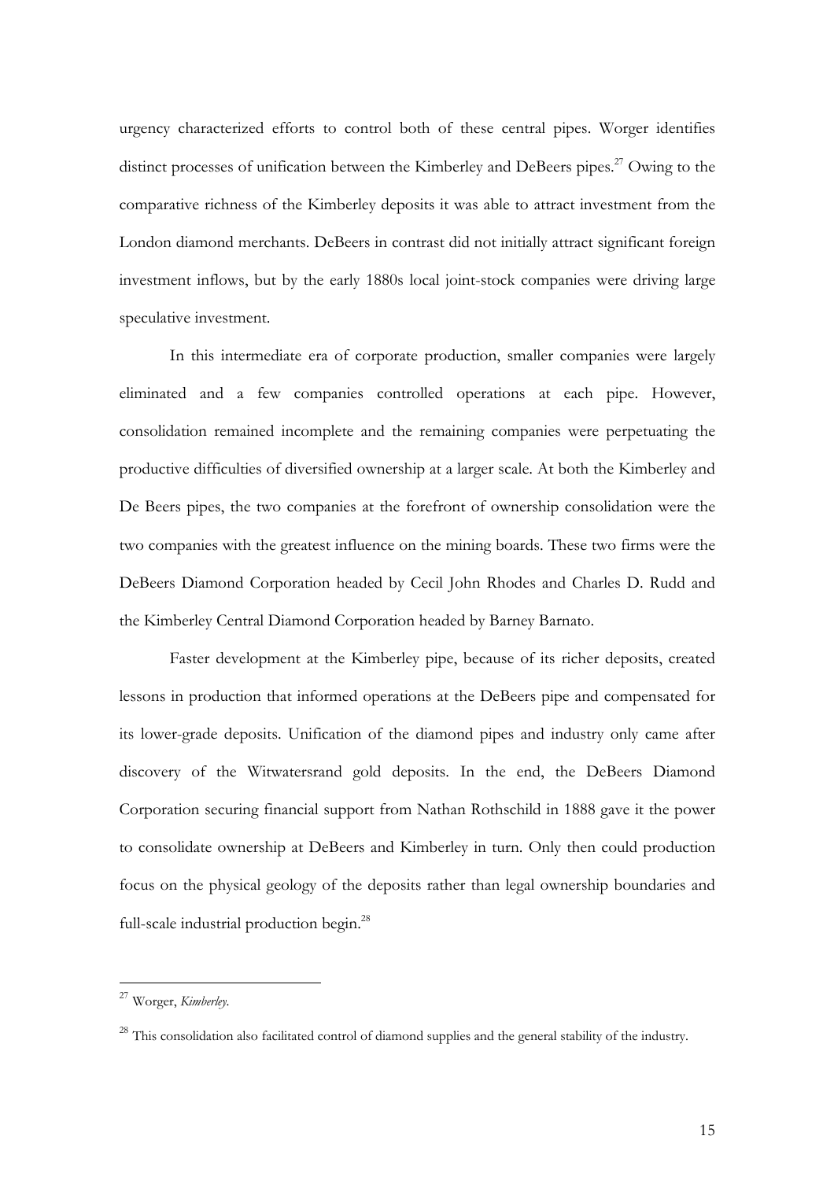urgency characterized efforts to control both of these central pipes. Worger identifies distinct processes of unification between the Kimberley and DeBeers pipes.[27] Owing to the comparative richness of the Kimberley deposits it was able to attract investment from the London diamond merchants. DeBeers in contrast did not initially attract significant foreign investment inflows, but by the early 1880s local joint-stock companies were driving large speculative investment.

In this intermediate era of corporate production, smaller companies were largely eliminated and a few companies controlled operations at each pipe. However, consolidation remained incomplete and the remaining companies were perpetuating the productive difficulties of diversified ownership at a larger scale. At both the Kimberley and De Beers pipes, the two companies at the forefront of ownership consolidation were the two companies with the greatest influence on the mining boards. These two firms were the DeBeers Diamond Corporation headed by Cecil John Rhodes and Charles D. Rudd and the Kimberley Central Diamond Corporation headed by Barney Barnato.

Faster development at the Kimberley pipe, because of its richer deposits, created lessons in production that informed operations at the DeBeers pipe and compensated for its lower-grade deposits. Unification of the diamond pipes and industry only came after discovery of the Witwatersrand gold deposits. In the end, the DeBeers Diamond Corporation securing financial support from Nathan Rothschild in 1888 gave it the power to consolidate ownership at DeBeers and Kimberley in turn. Only then could production focus on the physical geology of the deposits rather than legal ownership boundaries and full-scale industrial production begin.[28]

---

[27] Worger, *Kimberley*.

[28] This consolidation also facilitated control of diamond supplies and the general stability of the industry.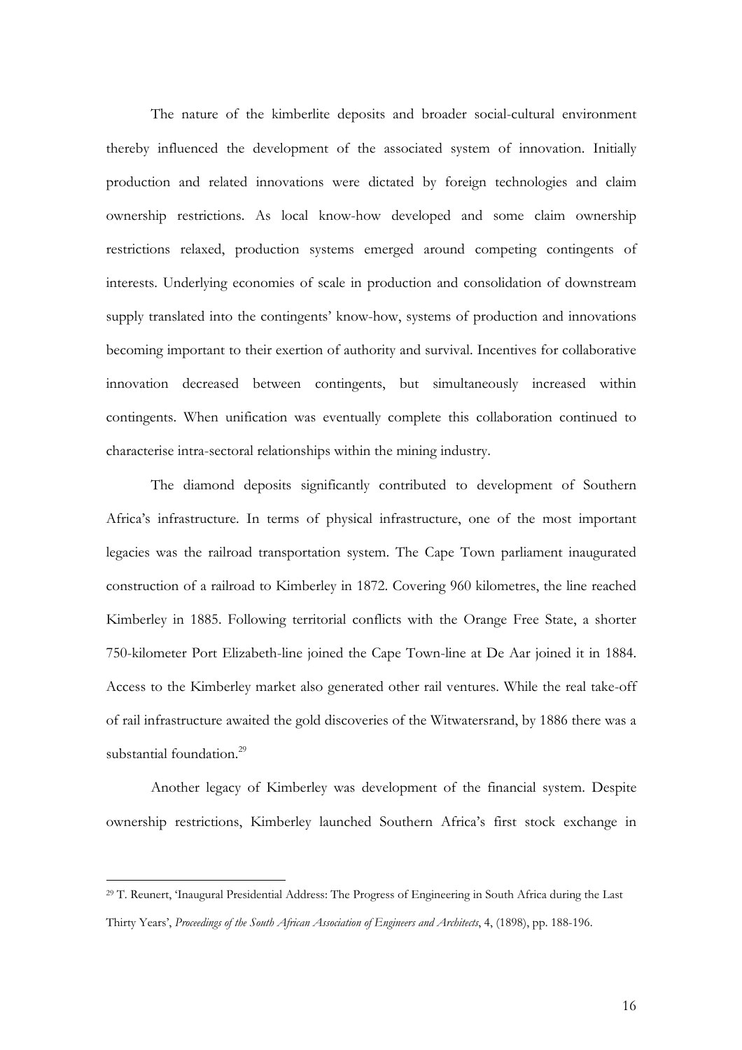The nature of the kimberlite deposits and broader social-cultural environment thereby influenced the development of the associated system of innovation. Initially production and related innovations were dictated by foreign technologies and claim ownership restrictions. As local know-how developed and some claim ownership restrictions relaxed, production systems emerged around competing contingents of interests. Underlying economies of scale in production and consolidation of downstream supply translated into the contingents' know-how, systems of production and innovations becoming important to their exertion of authority and survival. Incentives for collaborative innovation decreased between contingents, but simultaneously increased within contingents. When unification was eventually complete this collaboration continued to characterise intra-sectoral relationships within the mining industry.

The diamond deposits significantly contributed to development of Southern Africa's infrastructure. In terms of physical infrastructure, one of the most important legacies was the railroad transportation system. The Cape Town parliament inaugurated construction of a railroad to Kimberley in 1872. Covering 960 kilometres, the line reached Kimberley in 1885. Following territorial conflicts with the Orange Free State, a shorter 750-kilometer Port Elizabeth-line joined the Cape Town-line at De Aar joined it in 1884. Access to the Kimberley market also generated other rail ventures. While the real take-off of rail infrastructure awaited the gold discoveries of the Witwatersrand, by 1886 there was a substantial foundation.[29]

Another legacy of Kimberley was development of the financial system. Despite ownership restrictions, Kimberley launched Southern Africa's first stock exchange in

---

[29] T. Reunert, 'Inaugural Presidential Address: The Progress of Engineering in South Africa during the Last Thirty Years', *Proceedings of the South African Association of Engineers and Architects*, 4, (1898), pp. 188-196.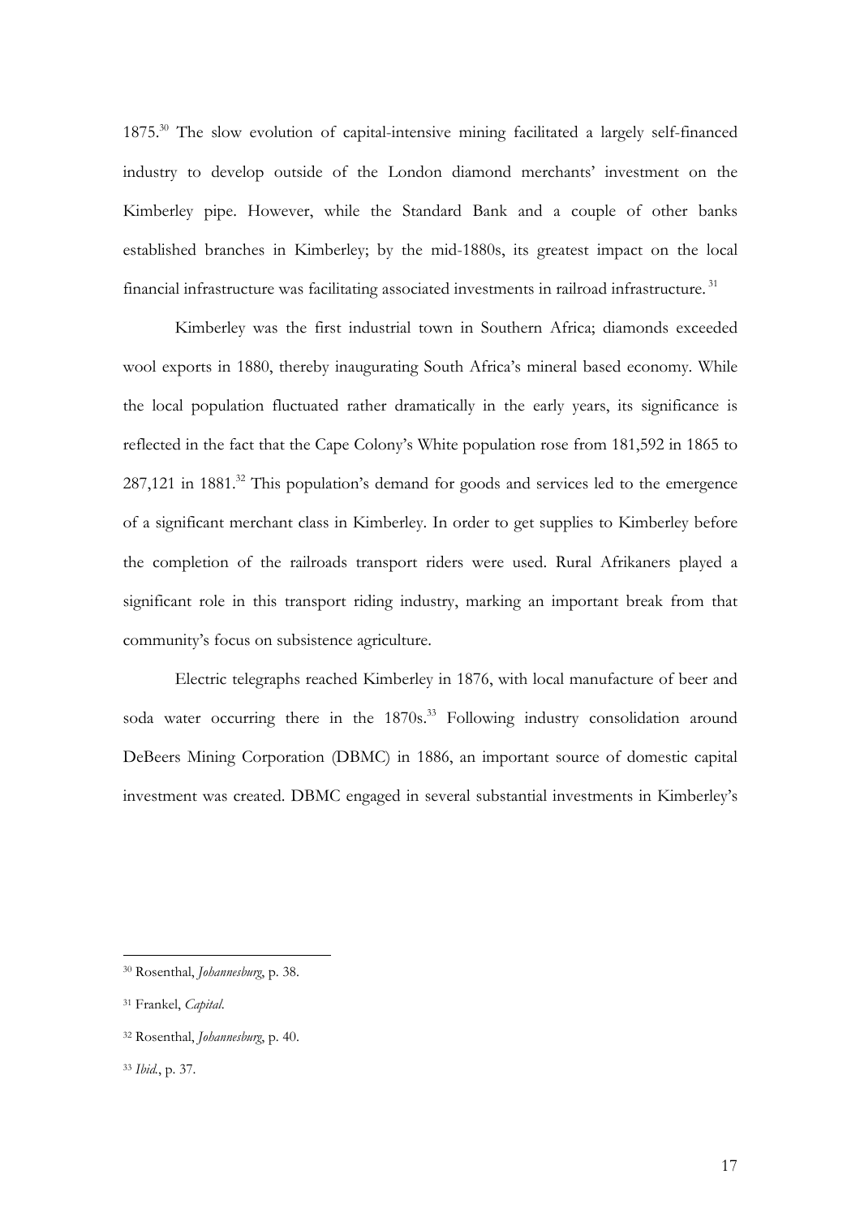1875.[30] The slow evolution of capital-intensive mining facilitated a largely self-financed industry to develop outside of the London diamond merchants' investment on the Kimberley pipe. However, while the Standard Bank and a couple of other banks established branches in Kimberley; by the mid-1880s, its greatest impact on the local financial infrastructure was facilitating associated investments in railroad infrastructure.[31]

Kimberley was the first industrial town in Southern Africa; diamonds exceeded wool exports in 1880, thereby inaugurating South Africa's mineral based economy. While the local population fluctuated rather dramatically in the early years, its significance is reflected in the fact that the Cape Colony's White population rose from 181,592 in 1865 to 287,121 in 1881.[32] This population's demand for goods and services led to the emergence of a significant merchant class in Kimberley. In order to get supplies to Kimberley before the completion of the railroads transport riders were used. Rural Afrikaners played a significant role in this transport riding industry, marking an important break from that community's focus on subsistence agriculture.

Electric telegraphs reached Kimberley in 1876, with local manufacture of beer and soda water occurring there in the 1870s.[33] Following industry consolidation around DeBeers Mining Corporation (DBMC) in 1886, an important source of domestic capital investment was created. DBMC engaged in several substantial investments in Kimberley's

---

[30] Rosenthal, *Johannesburg*, p. 38.

[31] Frankel, *Capital*.

[32] Rosenthal, *Johannesburg*, p. 40.

[33] *Ibid.*, p. 37.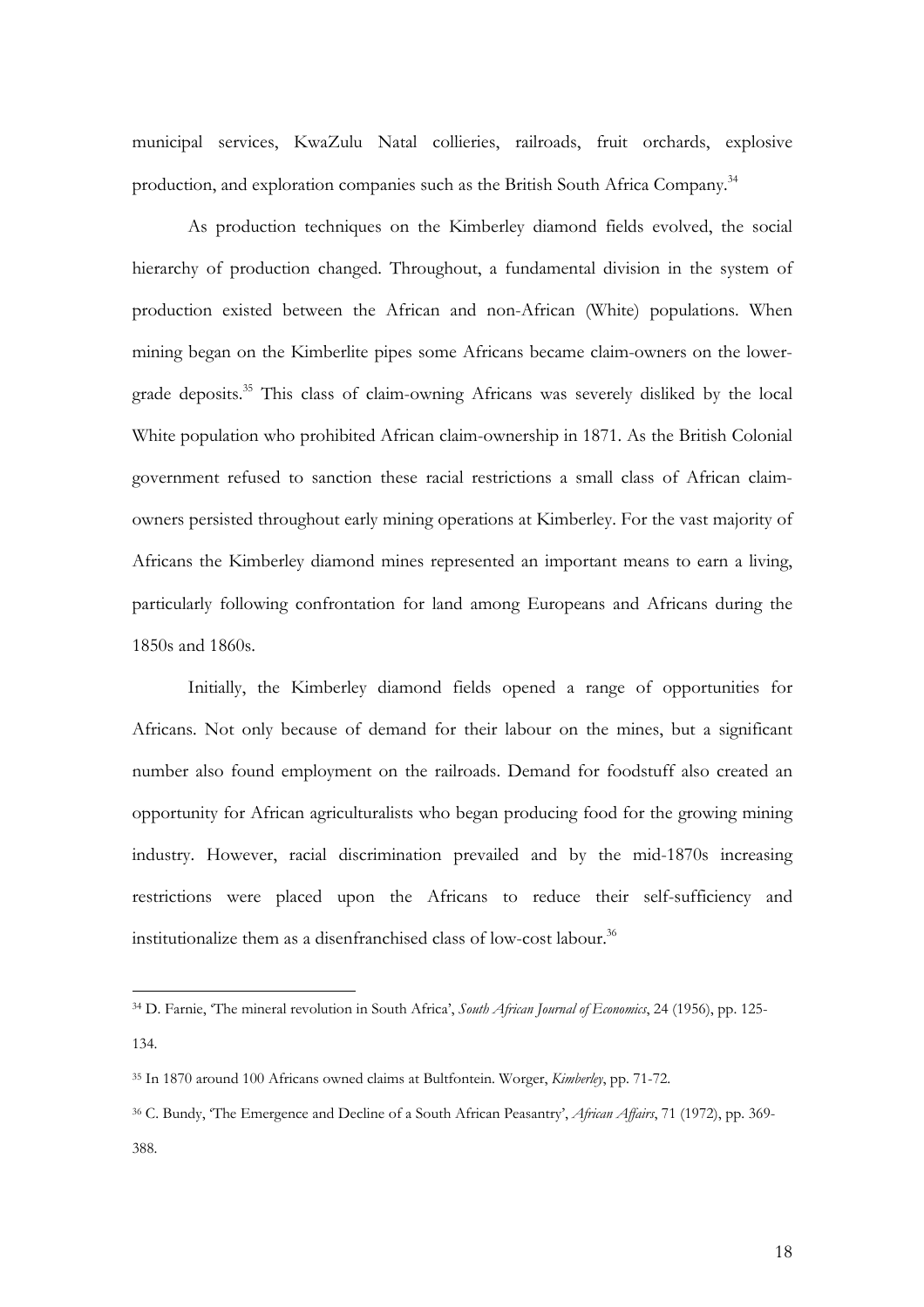municipal services, KwaZulu Natal collieries, railroads, fruit orchards, explosive production, and exploration companies such as the British South Africa Company.[34]

As production techniques on the Kimberley diamond fields evolved, the social hierarchy of production changed. Throughout, a fundamental division in the system of production existed between the African and non-African (White) populations. When mining began on the Kimberlite pipes some Africans became claim-owners on the lower-grade deposits.[35] This class of claim-owning Africans was severely disliked by the local White population who prohibited African claim-ownership in 1871. As the British Colonial government refused to sanction these racial restrictions a small class of African claim-owners persisted throughout early mining operations at Kimberley. For the vast majority of Africans the Kimberley diamond mines represented an important means to earn a living, particularly following confrontation for land among Europeans and Africans during the 1850s and 1860s.

Initially, the Kimberley diamond fields opened a range of opportunities for Africans. Not only because of demand for their labour on the mines, but a significant number also found employment on the railroads. Demand for foodstuff also created an opportunity for African agriculturalists who began producing food for the growing mining industry. However, racial discrimination prevailed and by the mid-1870s increasing restrictions were placed upon the Africans to reduce their self-sufficiency and institutionalize them as a disenfranchised class of low-cost labour.[36]

---

[34] D. Farnie, 'The mineral revolution in South Africa', *South African Journal of Economics*, 24 (1956), pp. 125-134.

[35] In 1870 around 100 Africans owned claims at Bultfontein. Worger, *Kimberley*, pp. 71-72.

[36] C. Bundy, 'The Emergence and Decline of a South African Peasantry', *African Affairs*, 71 (1972), pp. 369-388.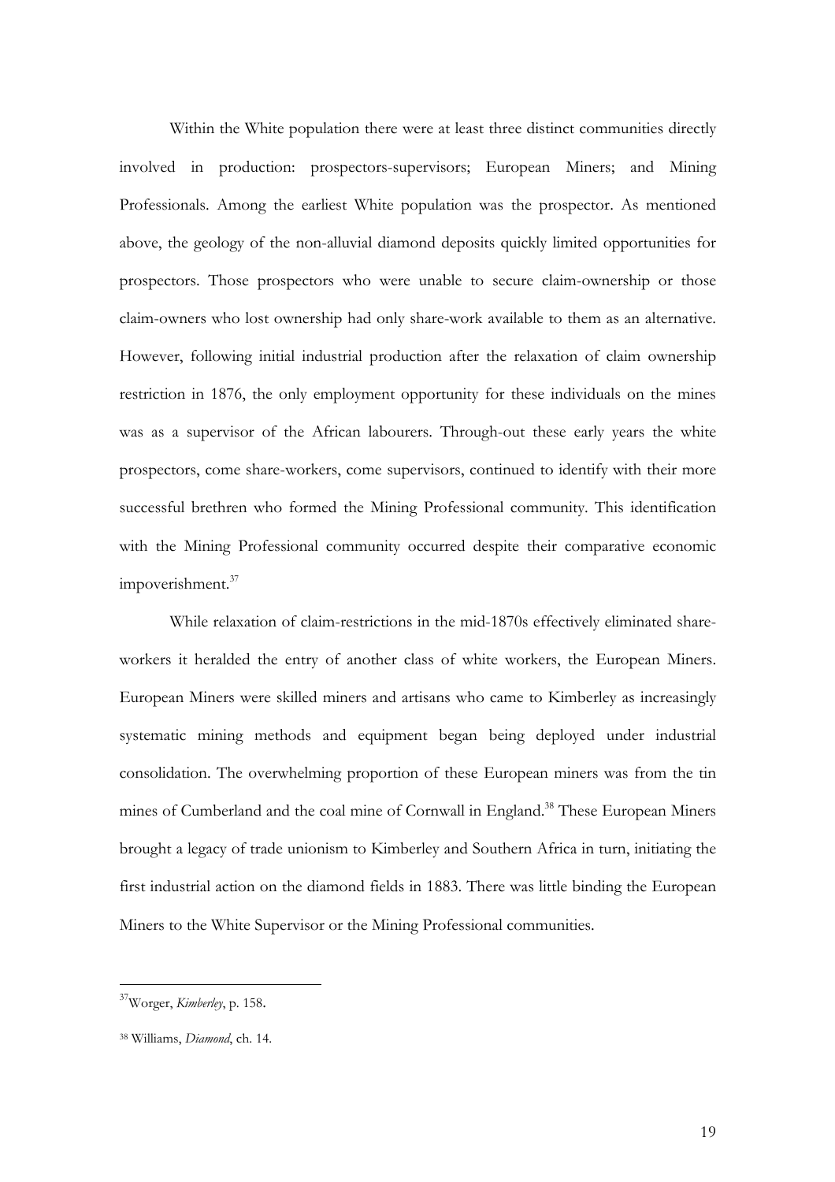Within the White population there were at least three distinct communities directly involved in production: prospectors-supervisors; European Miners; and Mining Professionals. Among the earliest White population was the prospector. As mentioned above, the geology of the non-alluvial diamond deposits quickly limited opportunities for prospectors. Those prospectors who were unable to secure claim-ownership or those claim-owners who lost ownership had only share-work available to them as an alternative. However, following initial industrial production after the relaxation of claim ownership restriction in 1876, the only employment opportunity for these individuals on the mines was as a supervisor of the African labourers. Through-out these early years the white prospectors, come share-workers, come supervisors, continued to identify with their more successful brethren who formed the Mining Professional community. This identification with the Mining Professional community occurred despite their comparative economic impoverishment.[37]

While relaxation of claim-restrictions in the mid-1870s effectively eliminated share-workers it heralded the entry of another class of white workers, the European Miners. European Miners were skilled miners and artisans who came to Kimberley as increasingly systematic mining methods and equipment began being deployed under industrial consolidation. The overwhelming proportion of these European miners was from the tin mines of Cumberland and the coal mine of Cornwall in England.[38] These European Miners brought a legacy of trade unionism to Kimberley and Southern Africa in turn, initiating the first industrial action on the diamond fields in 1883. There was little binding the European Miners to the White Supervisor or the Mining Professional communities.

---

[37] Worger, *Kimberley*, p. 158.

[38] Williams, *Diamond*, ch. 14.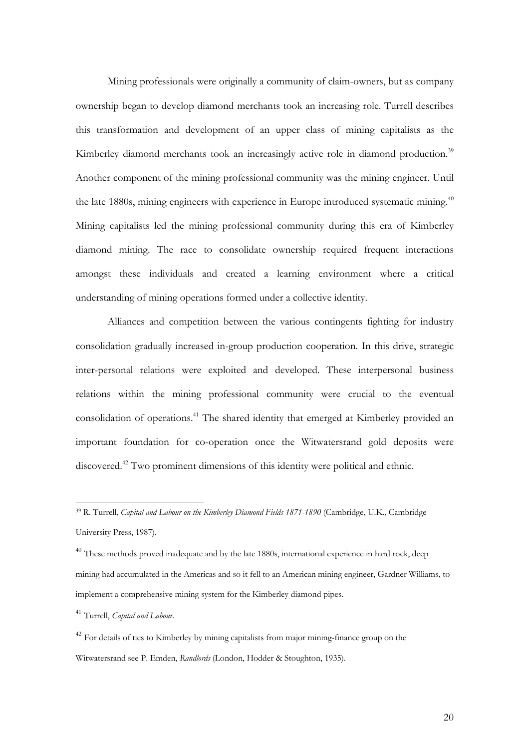Mining professionals were originally a community of claim-owners, but as company ownership began to develop diamond merchants took an increasing role. Turrell describes this transformation and development of an upper class of mining capitalists as the Kimberley diamond merchants took an increasingly active role in diamond production.[39] Another component of the mining professional community was the mining engineer. Until the late 1880s, mining engineers with experience in Europe introduced systematic mining.[40] Mining capitalists led the mining professional community during this era of Kimberley diamond mining. The race to consolidate ownership required frequent interactions amongst these individuals and created a learning environment where a critical understanding of mining operations formed under a collective identity.

Alliances and competition between the various contingents fighting for industry consolidation gradually increased in-group production cooperation. In this drive, strategic inter-personal relations were exploited and developed. These interpersonal business relations within the mining professional community were crucial to the eventual consolidation of operations.[41] The shared identity that emerged at Kimberley provided an important foundation for co-operation once the Witwatersrand gold deposits were discovered.[42] Two prominent dimensions of this identity were political and ethnic.

---

[39] R. Turrell, *Capital and Labour on the Kimberley Diamond Fields 1871-1890* (Cambridge, U.K., Cambridge University Press, 1987).

[40] These methods proved inadequate and by the late 1880s, international experience in hard rock, deep mining had accumulated in the Americas and so it fell to an American mining engineer, Gardner Williams, to implement a comprehensive mining system for the Kimberley diamond pipes.

[41] Turrell, *Capital and Labour*.

[42] For details of ties to Kimberley by mining capitalists from major mining-finance group on the Witwatersrand see P. Emden, *Randlords* (London, Hodder & Stoughton, 1935).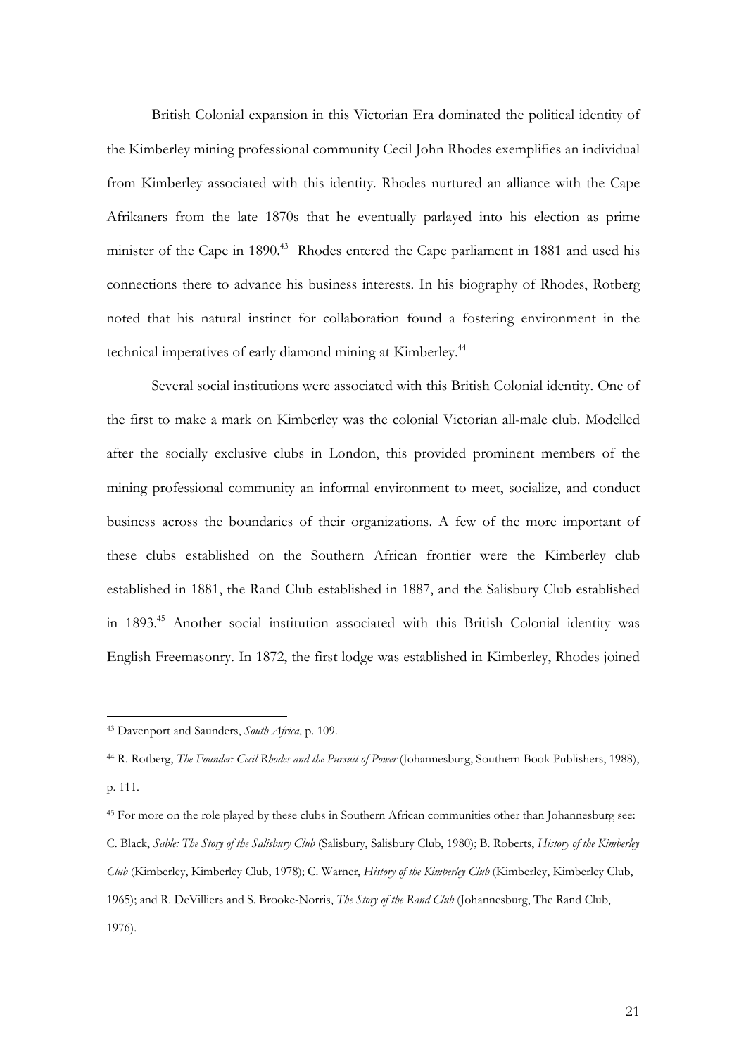British Colonial expansion in this Victorian Era dominated the political identity of the Kimberley mining professional community Cecil John Rhodes exemplifies an individual from Kimberley associated with this identity. Rhodes nurtured an alliance with the Cape Afrikaners from the late 1870s that he eventually parlayed into his election as prime minister of the Cape in 1890.[43] Rhodes entered the Cape parliament in 1881 and used his connections there to advance his business interests. In his biography of Rhodes, Rotberg noted that his natural instinct for collaboration found a fostering environment in the technical imperatives of early diamond mining at Kimberley.[44]

Several social institutions were associated with this British Colonial identity. One of the first to make a mark on Kimberley was the colonial Victorian all-male club. Modelled after the socially exclusive clubs in London, this provided prominent members of the mining professional community an informal environment to meet, socialize, and conduct business across the boundaries of their organizations. A few of the more important of these clubs established on the Southern African frontier were the Kimberley club established in 1881, the Rand Club established in 1887, and the Salisbury Club established in 1893.[45] Another social institution associated with this British Colonial identity was English Freemasonry. In 1872, the first lodge was established in Kimberley, Rhodes joined

---

[43] Davenport and Saunders, *South Africa*, p. 109.

[44] R. Rotberg, *The Founder: Cecil Rhodes and the Pursuit of Power* (Johannesburg, Southern Book Publishers, 1988), p. 111.

[45] For more on the role played by these clubs in Southern African communities other than Johannesburg see: C. Black, *Sable: The Story of the Salisbury Club* (Salisbury, Salisbury Club, 1980); B. Roberts, *History of the Kimberley Club* (Kimberley, Kimberley Club, 1978); C. Warner, *History of the Kimberley Club* (Kimberley, Kimberley Club, 1965); and R. DeVilliers and S. Brooke-Norris, *The Story of the Rand Club* (Johannesburg, The Rand Club, 1976).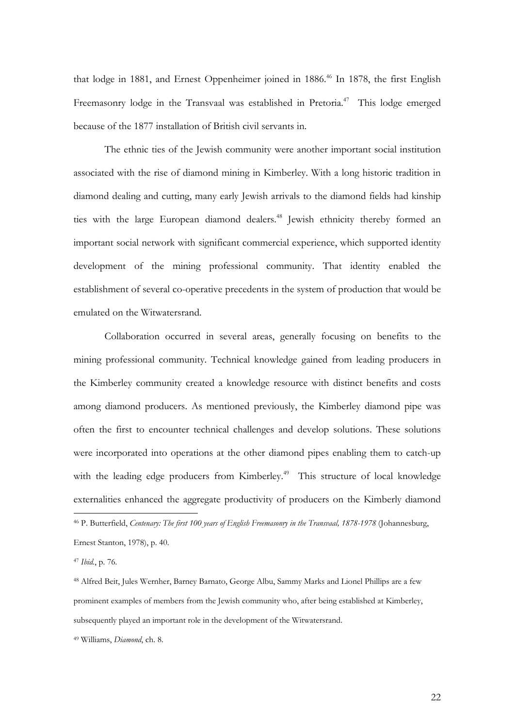that lodge in 1881, and Ernest Oppenheimer joined in 1886.[46] In 1878, the first English Freemasonry lodge in the Transvaal was established in Pretoria.[47] This lodge emerged because of the 1877 installation of British civil servants in.

The ethnic ties of the Jewish community were another important social institution associated with the rise of diamond mining in Kimberley. With a long historic tradition in diamond dealing and cutting, many early Jewish arrivals to the diamond fields had kinship ties with the large European diamond dealers.[48] Jewish ethnicity thereby formed an important social network with significant commercial experience, which supported identity development of the mining professional community. That identity enabled the establishment of several co-operative precedents in the system of production that would be emulated on the Witwatersrand.

Collaboration occurred in several areas, generally focusing on benefits to the mining professional community. Technical knowledge gained from leading producers in the Kimberley community created a knowledge resource with distinct benefits and costs among diamond producers. As mentioned previously, the Kimberley diamond pipe was often the first to encounter technical challenges and develop solutions. These solutions were incorporated into operations at the other diamond pipes enabling them to catch-up with the leading edge producers from Kimberley.[49] This structure of local knowledge externalities enhanced the aggregate productivity of producers on the Kimberly diamond

---

[46] P. Butterfield, *Centenary: The first 100 years of English Freemasonry in the Transvaal, 1878-1978* (Johannesburg, Ernest Stanton, 1978), p. 40.

[47] *Ibid.*, p. 76.

[48] Alfred Beit, Jules Wernher, Barney Barnato, George Albu, Sammy Marks and Lionel Phillips are a few prominent examples of members from the Jewish community who, after being established at Kimberley, subsequently played an important role in the development of the Witwatersrand.

[49] Williams, *Diamond*, ch. 8.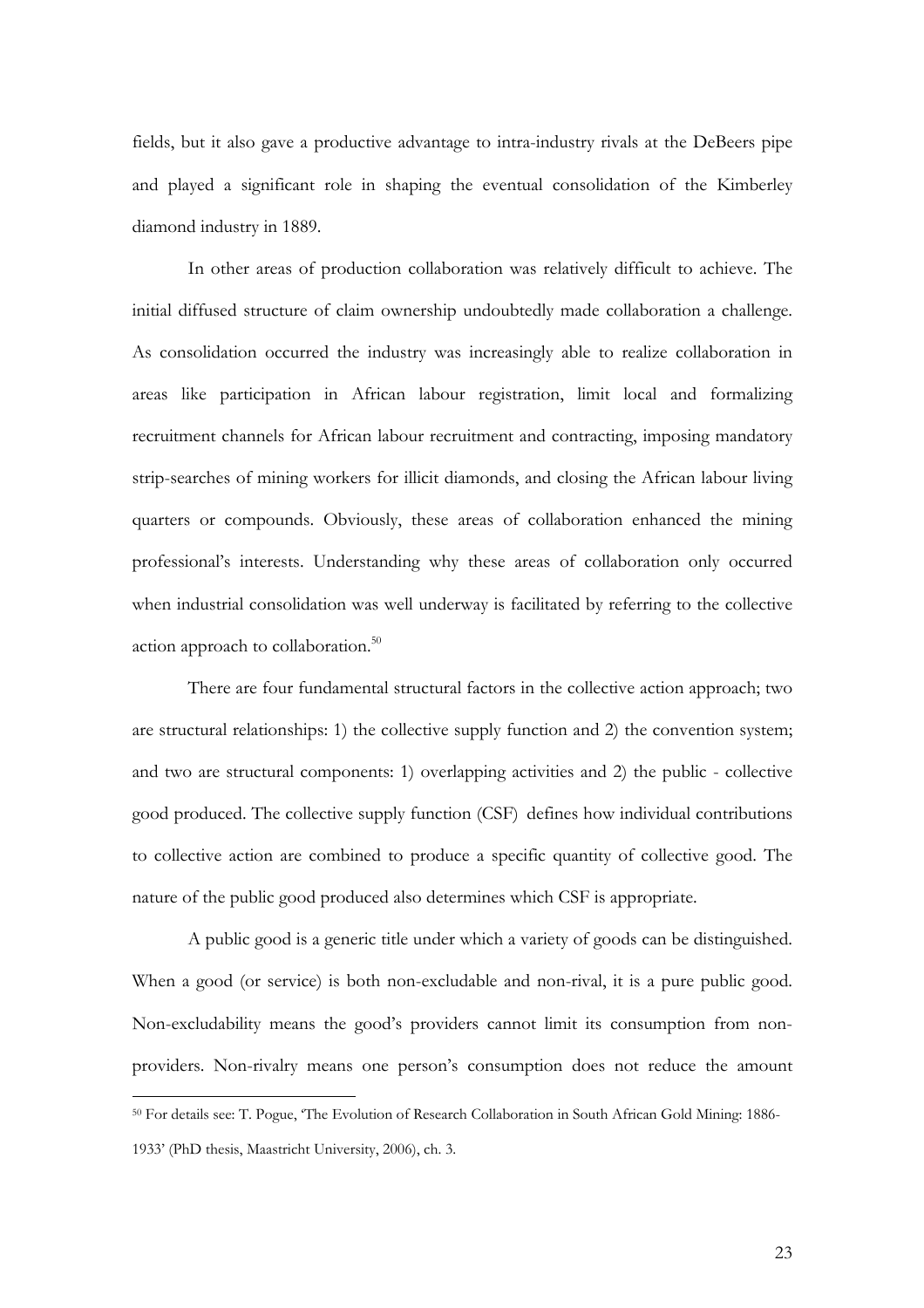fields, but it also gave a productive advantage to intra-industry rivals at the DeBeers pipe and played a significant role in shaping the eventual consolidation of the Kimberley diamond industry in 1889.

In other areas of production collaboration was relatively difficult to achieve. The initial diffused structure of claim ownership undoubtedly made collaboration a challenge. As consolidation occurred the industry was increasingly able to realize collaboration in areas like participation in African labour registration, limit local and formalizing recruitment channels for African labour recruitment and contracting, imposing mandatory strip-searches of mining workers for illicit diamonds, and closing the African labour living quarters or compounds. Obviously, these areas of collaboration enhanced the mining professional's interests. Understanding why these areas of collaboration only occurred when industrial consolidation was well underway is facilitated by referring to the collective action approach to collaboration.[50]

There are four fundamental structural factors in the collective action approach; two are structural relationships: 1) the collective supply function and 2) the convention system; and two are structural components: 1) overlapping activities and 2) the public - collective good produced. The collective supply function (CSF) defines how individual contributions to collective action are combined to produce a specific quantity of collective good. The nature of the public good produced also determines which CSF is appropriate.

A public good is a generic title under which a variety of goods can be distinguished. When a good (or service) is both non-excludable and non-rival, it is a pure public good. Non-excludability means the good's providers cannot limit its consumption from non-providers. Non-rivalry means one person's consumption does not reduce the amount

---

[50] For details see: T. Pogue, 'The Evolution of Research Collaboration in South African Gold Mining: 1886-1933' (PhD thesis, Maastricht University, 2006), ch. 3.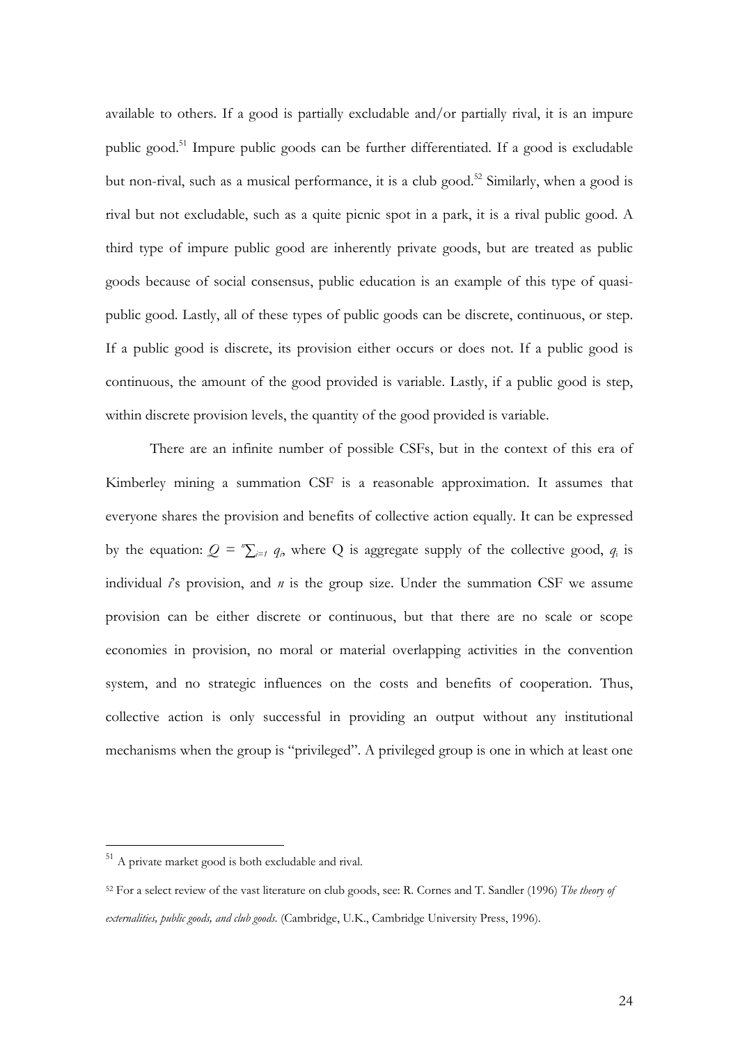available to others. If a good is partially excludable and/or partially rival, it is an impure public good.[51] Impure public goods can be further differentiated. If a good is excludable but non-rival, such as a musical performance, it is a club good.[52] Similarly, when a good is rival but not excludable, such as a quite picnic spot in a park, it is a rival public good. A third type of impure public good are inherently private goods, but are treated as public goods because of social consensus, public education is an example of this type of quasi-public good. Lastly, all of these types of public goods can be discrete, continuous, or step. If a public good is discrete, its provision either occurs or does not. If a public good is continuous, the amount of the good provided is variable. Lastly, if a public good is step, within discrete provision levels, the quantity of the good provided is variable.

There are an infinite number of possible CSFs, but in the context of this era of Kimberley mining a summation CSF is a reasonable approximation. It assumes that everyone shares the provision and benefits of collective action equally. It can be expressed by the equation: $Q = {}^{n}\sum_{i=1} q_i$, where Q is aggregate supply of the collective good, $q_i$ is individual *i*'s provision, and *n* is the group size. Under the summation CSF we assume provision can be either discrete or continuous, but that there are no scale or scope economies in provision, no moral or material overlapping activities in the convention system, and no strategic influences on the costs and benefits of cooperation. Thus, collective action is only successful in providing an output without any institutional mechanisms when the group is "privileged". A privileged group is one in which at least one

[51] A private market good is both excludable and rival.

[52] For a select review of the vast literature on club goods, see: R. Cornes and T. Sandler (1996) *The theory of externalities, public goods, and club goods.* (Cambridge, U.K., Cambridge University Press, 1996).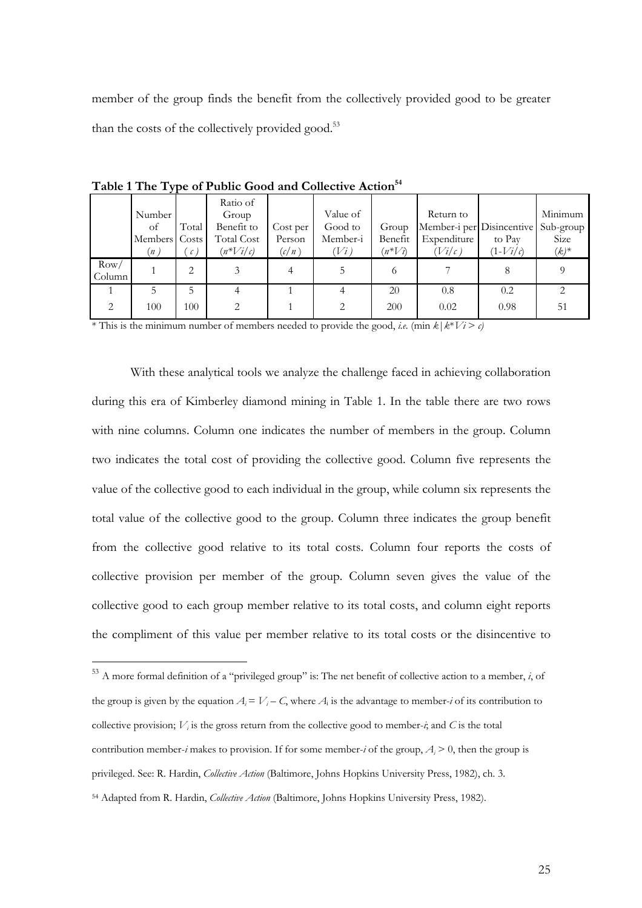member of the group finds the benefit from the collectively provided good to be greater than the costs of the collectively provided good.[53]

**Table 1 The Type of Public Good and Collective Action[54]**

| | Number of Members ($n$) | Total Costs ($c$) | Ratio of Group Benefit to Total Cost ($n*Vi/c$) | Cost per Person ($c/n$) | Value of Good to Member-i ($Vi$) | Group Benefit ($n*Vi$) | Return to Member-i per Expenditure ($Vi/c$) | Disincentive to Pay ($1-Vi/c$) | Minimum Sub-group Size ($k$)* |
|---|---|---|---|---|---|---|---|---|---|
| Row/ Column | 1 | 2 | 3 | 4 | 5 | 6 | 7 | 8 | 9 |
| 1 | 5 | 5 | 4 | 1 | 4 | 20 | 0.8 | 0.2 | 2 |
| 2 | 100 | 100 | 2 | 1 | 2 | 200 | 0.02 | 0.98 | 51 |

\* This is the minimum number of members needed to provide the good, *i.e.* ($\min k \mid k*Vi > c$)

With these analytical tools we analyze the challenge faced in achieving collaboration during this era of Kimberley diamond mining in Table 1. In the table there are two rows with nine columns. Column one indicates the number of members in the group. Column two indicates the total cost of providing the collective good. Column five represents the value of the collective good to each individual in the group, while column six represents the total value of the collective good to the group. Column three indicates the group benefit from the collective good relative to its total costs. Column four reports the costs of collective provision per member of the group. Column seven gives the value of the collective good to each group member relative to its total costs, and column eight reports the compliment of this value per member relative to its total costs or the disincentive to

---

[53] A more formal definition of a "privileged group" is: The net benefit of collective action to a member, *i*, of the group is given by the equation $A_i = V_i - C$, where $A_i$ is the advantage to member-*i* of its contribution to collective provision; $V_i$ is the gross return from the collective good to member-*i*; and $C$ is the total contribution member-*i* makes to provision. If for some member-*i* of the group, $A_i > 0$, then the group is privileged. See: R. Hardin, *Collective Action* (Baltimore, Johns Hopkins University Press, 1982), ch. 3.

[54] Adapted from R. Hardin, *Collective Action* (Baltimore, Johns Hopkins University Press, 1982).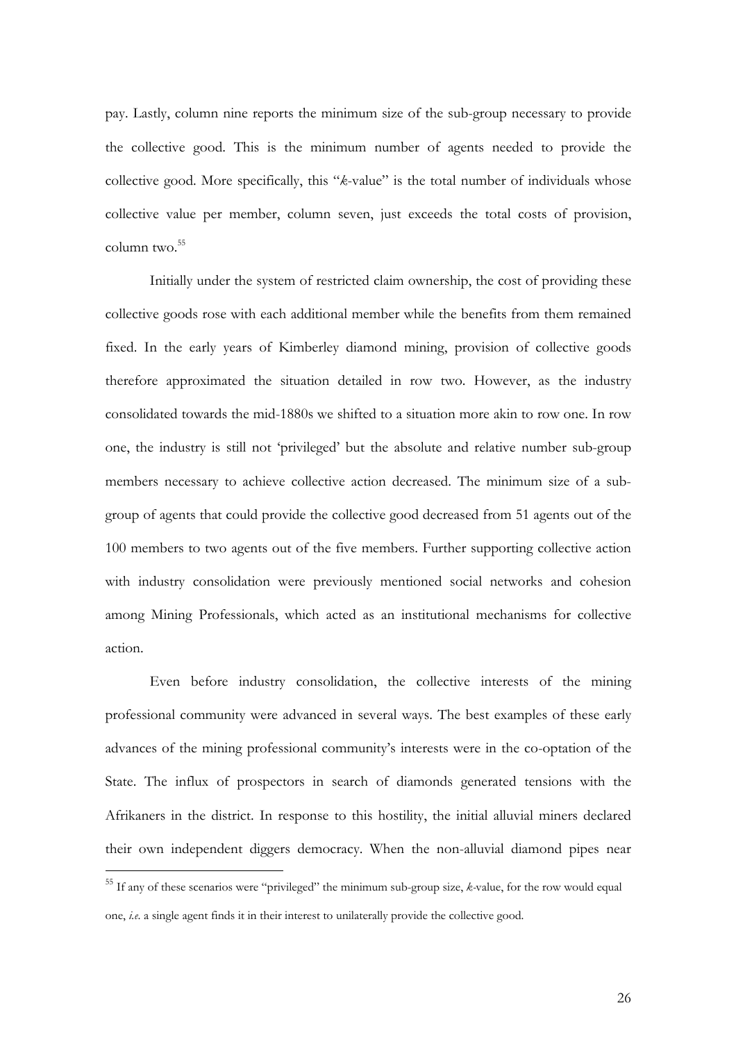pay. Lastly, column nine reports the minimum size of the sub-group necessary to provide the collective good. This is the minimum number of agents needed to provide the collective good. More specifically, this "*k*-value" is the total number of individuals whose collective value per member, column seven, just exceeds the total costs of provision, column two.[55]

Initially under the system of restricted claim ownership, the cost of providing these collective goods rose with each additional member while the benefits from them remained fixed. In the early years of Kimberley diamond mining, provision of collective goods therefore approximated the situation detailed in row two. However, as the industry consolidated towards the mid-1880s we shifted to a situation more akin to row one. In row one, the industry is still not 'privileged' but the absolute and relative number sub-group members necessary to achieve collective action decreased. The minimum size of a sub-group of agents that could provide the collective good decreased from 51 agents out of the 100 members to two agents out of the five members. Further supporting collective action with industry consolidation were previously mentioned social networks and cohesion among Mining Professionals, which acted as an institutional mechanisms for collective action.

Even before industry consolidation, the collective interests of the mining professional community were advanced in several ways. The best examples of these early advances of the mining professional community's interests were in the co-optation of the State. The influx of prospectors in search of diamonds generated tensions with the Afrikaners in the district. In response to this hostility, the initial alluvial miners declared their own independent diggers democracy. When the non-alluvial diamond pipes near

---

[55] If any of these scenarios were "privileged" the minimum sub-group size, *k*-value, for the row would equal one, *i.e.* a single agent finds it in their interest to unilaterally provide the collective good.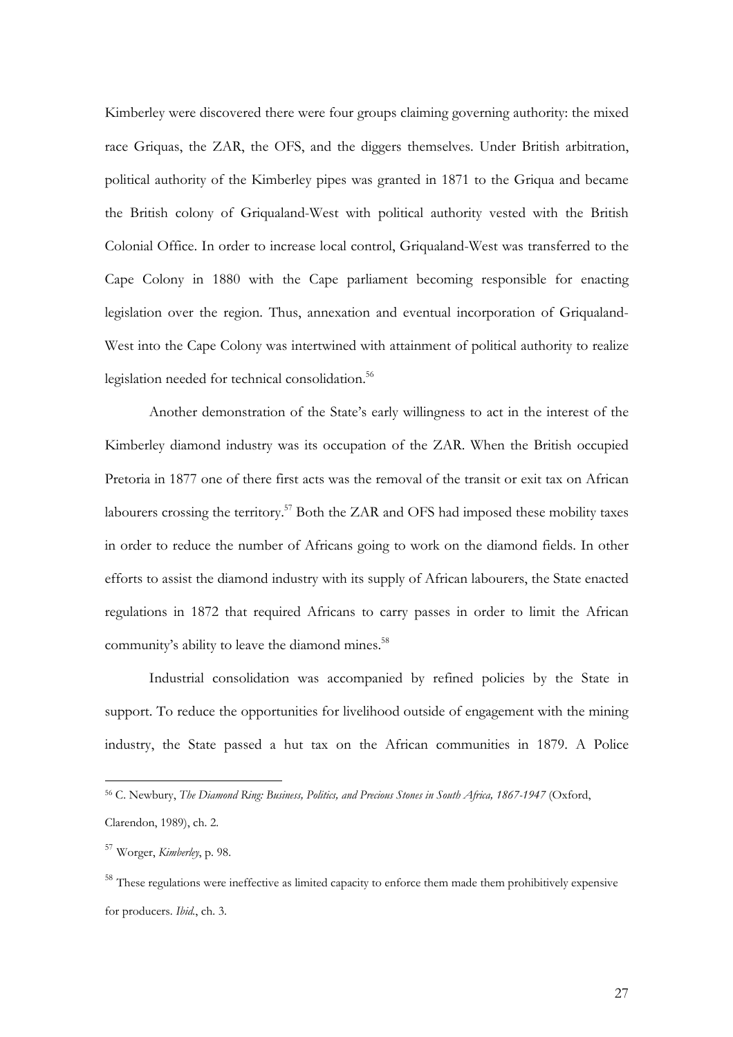Kimberley were discovered there were four groups claiming governing authority: the mixed race Griquas, the ZAR, the OFS, and the diggers themselves. Under British arbitration, political authority of the Kimberley pipes was granted in 1871 to the Griqua and became the British colony of Griqualand-West with political authority vested with the British Colonial Office. In order to increase local control, Griqualand-West was transferred to the Cape Colony in 1880 with the Cape parliament becoming responsible for enacting legislation over the region. Thus, annexation and eventual incorporation of Griqualand-West into the Cape Colony was intertwined with attainment of political authority to realize legislation needed for technical consolidation.[56]

Another demonstration of the State's early willingness to act in the interest of the Kimberley diamond industry was its occupation of the ZAR. When the British occupied Pretoria in 1877 one of there first acts was the removal of the transit or exit tax on African labourers crossing the territory.[57] Both the ZAR and OFS had imposed these mobility taxes in order to reduce the number of Africans going to work on the diamond fields. In other efforts to assist the diamond industry with its supply of African labourers, the State enacted regulations in 1872 that required Africans to carry passes in order to limit the African community's ability to leave the diamond mines.[58]

Industrial consolidation was accompanied by refined policies by the State in support. To reduce the opportunities for livelihood outside of engagement with the mining industry, the State passed a hut tax on the African communities in 1879. A Police

---

[56] C. Newbury, *The Diamond Ring: Business, Politics, and Precious Stones in South Africa, 1867-1947* (Oxford, Clarendon, 1989), ch. 2.

[57] Worger, *Kimberley*, p. 98.

[58] These regulations were ineffective as limited capacity to enforce them made them prohibitively expensive for producers. *Ibid.*, ch. 3.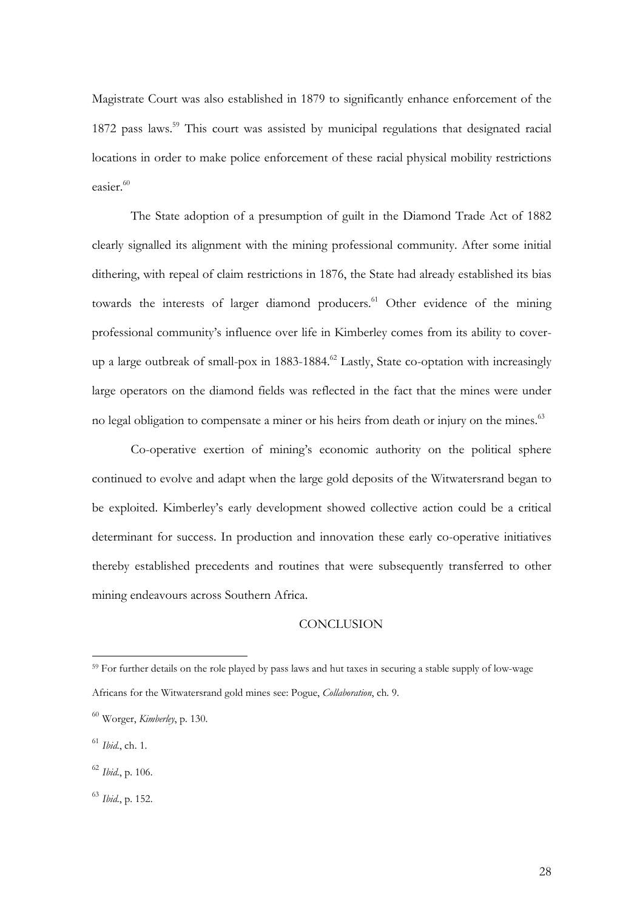Magistrate Court was also established in 1879 to significantly enhance enforcement of the 1872 pass laws.[59] This court was assisted by municipal regulations that designated racial locations in order to make police enforcement of these racial physical mobility restrictions easier.[60]

The State adoption of a presumption of guilt in the Diamond Trade Act of 1882 clearly signalled its alignment with the mining professional community. After some initial dithering, with repeal of claim restrictions in 1876, the State had already established its bias towards the interests of larger diamond producers.[61] Other evidence of the mining professional community's influence over life in Kimberley comes from its ability to cover-up a large outbreak of small-pox in 1883-1884.[62] Lastly, State co-optation with increasingly large operators on the diamond fields was reflected in the fact that the mines were under no legal obligation to compensate a miner or his heirs from death or injury on the mines.[63]

Co-operative exertion of mining's economic authority on the political sphere continued to evolve and adapt when the large gold deposits of the Witwatersrand began to be exploited. Kimberley's early development showed collective action could be a critical determinant for success. In production and innovation these early co-operative initiatives thereby established precedents and routines that were subsequently transferred to other mining endeavours across Southern Africa.

## CONCLUSION

---

[59] For further details on the role played by pass laws and hut taxes in securing a stable supply of low-wage Africans for the Witwatersrand gold mines see: Pogue, *Collaboration*, ch. 9.

[60] Worger, *Kimberley*, p. 130.

[61] *Ibid.*, ch. 1.

[62] *Ibid.*, p. 106.

[63] *Ibid.*, p. 152.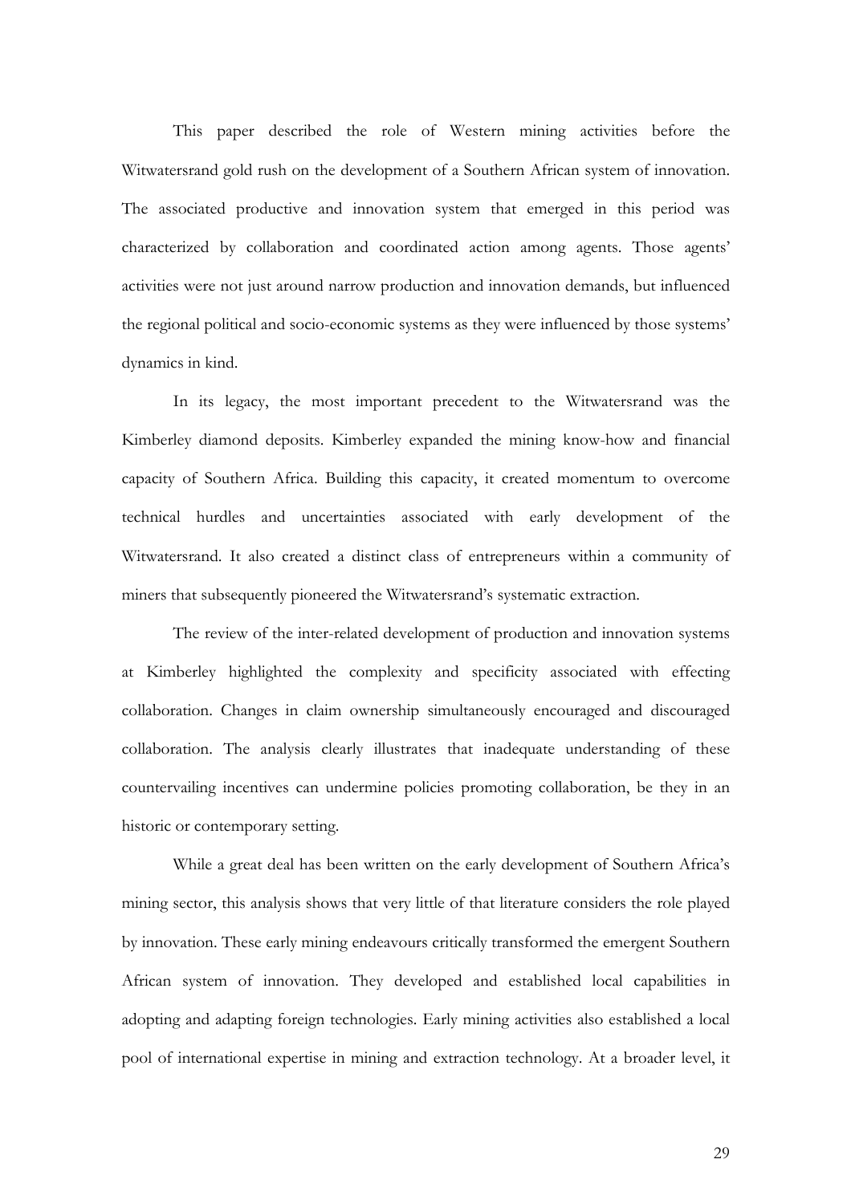This paper described the role of Western mining activities before the Witwatersrand gold rush on the development of a Southern African system of innovation. The associated productive and innovation system that emerged in this period was characterized by collaboration and coordinated action among agents. Those agents' activities were not just around narrow production and innovation demands, but influenced the regional political and socio-economic systems as they were influenced by those systems' dynamics in kind.

In its legacy, the most important precedent to the Witwatersrand was the Kimberley diamond deposits. Kimberley expanded the mining know-how and financial capacity of Southern Africa. Building this capacity, it created momentum to overcome technical hurdles and uncertainties associated with early development of the Witwatersrand. It also created a distinct class of entrepreneurs within a community of miners that subsequently pioneered the Witwatersrand's systematic extraction.

The review of the inter-related development of production and innovation systems at Kimberley highlighted the complexity and specificity associated with effecting collaboration. Changes in claim ownership simultaneously encouraged and discouraged collaboration. The analysis clearly illustrates that inadequate understanding of these countervailing incentives can undermine policies promoting collaboration, be they in an historic or contemporary setting.

While a great deal has been written on the early development of Southern Africa's mining sector, this analysis shows that very little of that literature considers the role played by innovation. These early mining endeavours critically transformed the emergent Southern African system of innovation. They developed and established local capabilities in adopting and adapting foreign technologies. Early mining activities also established a local pool of international expertise in mining and extraction technology. At a broader level, it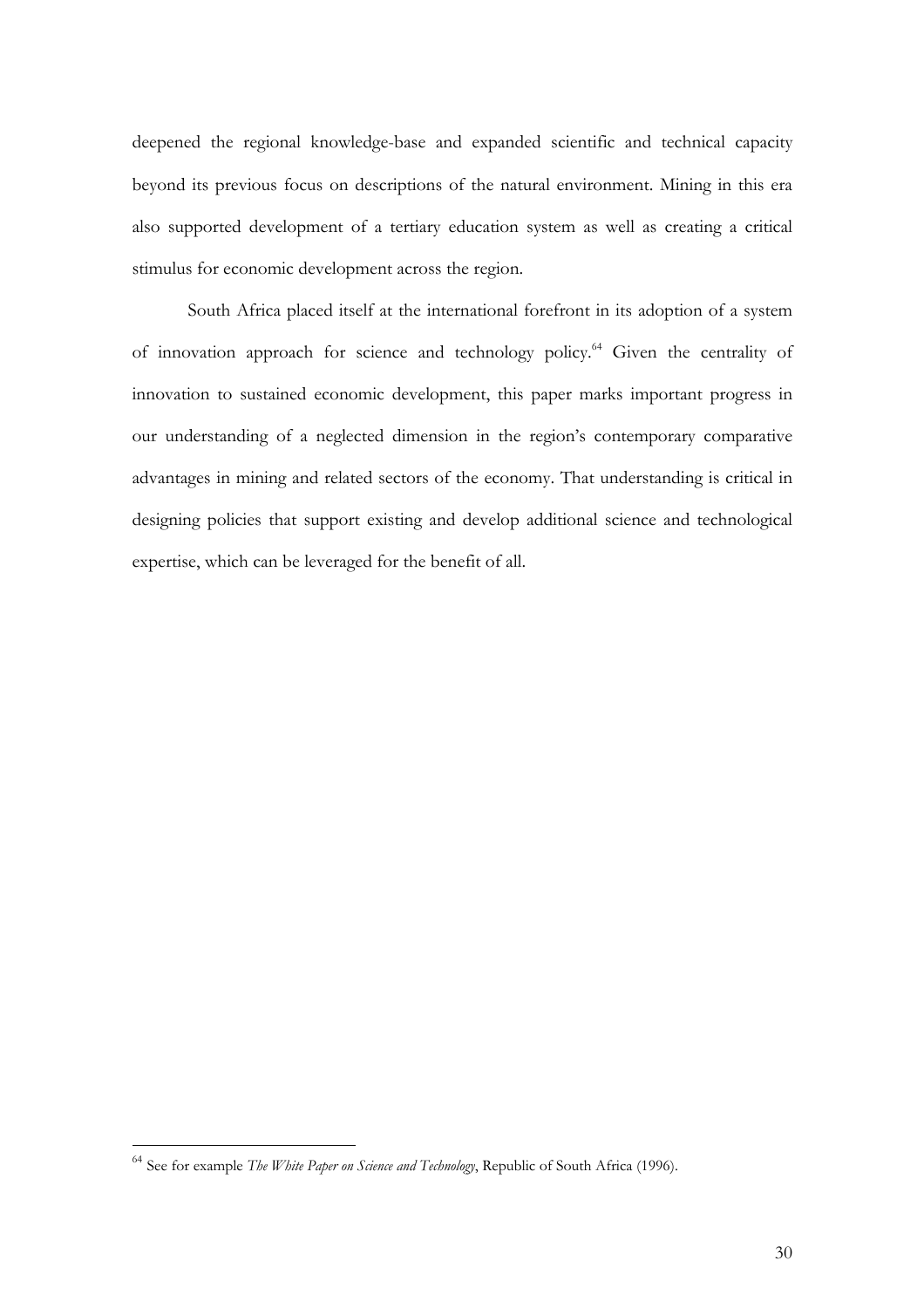deepened the regional knowledge-base and expanded scientific and technical capacity beyond its previous focus on descriptions of the natural environment. Mining in this era also supported development of a tertiary education system as well as creating a critical stimulus for economic development across the region.

South Africa placed itself at the international forefront in its adoption of a system of innovation approach for science and technology policy.[64] Given the centrality of innovation to sustained economic development, this paper marks important progress in our understanding of a neglected dimension in the region's contemporary comparative advantages in mining and related sectors of the economy. That understanding is critical in designing policies that support existing and develop additional science and technological expertise, which can be leveraged for the benefit of all.

---

[64] See for example *The White Paper on Science and Technology*, Republic of South Africa (1996).